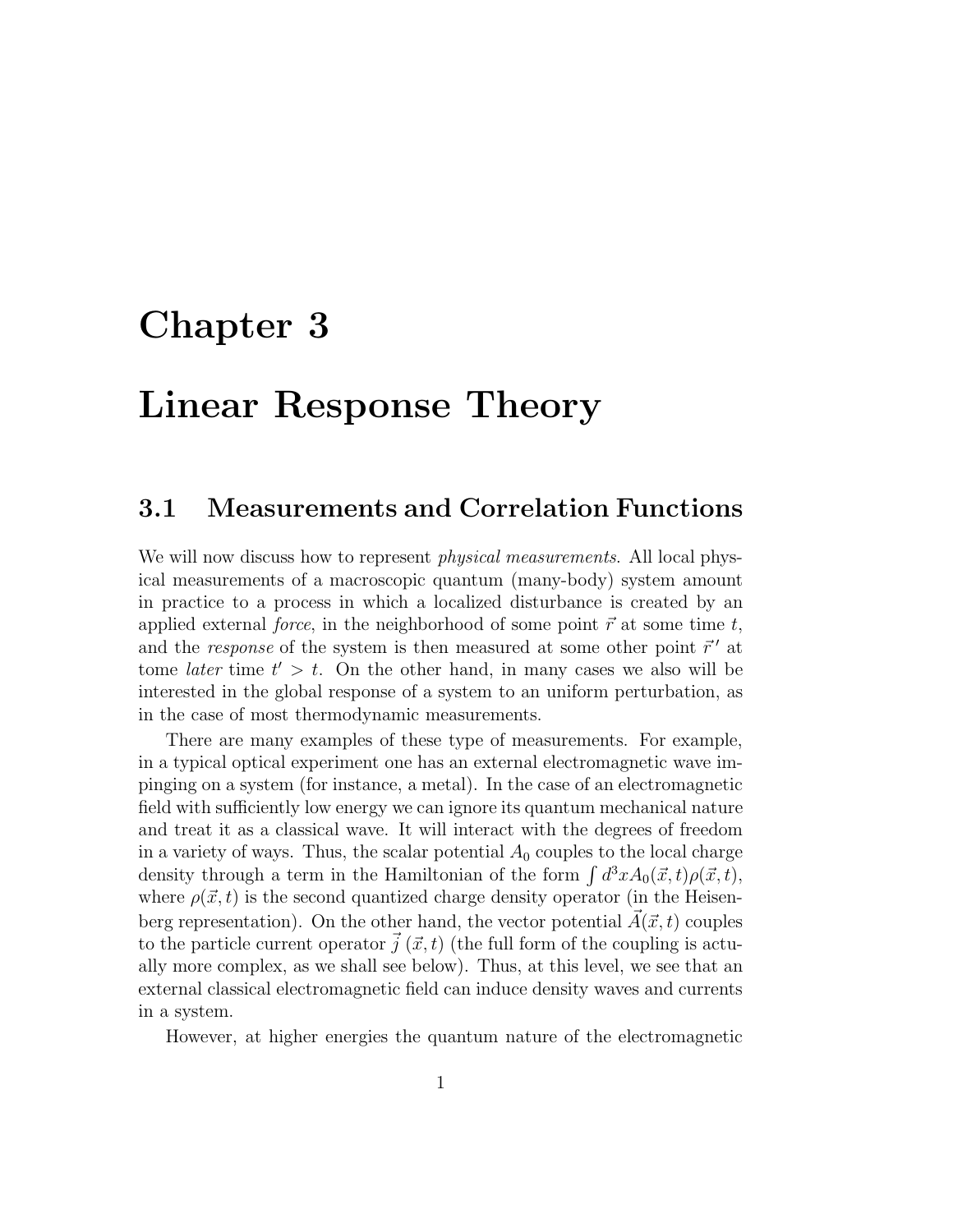# Chapter 3

# Linear Response Theory

## 3.1 Measurements and Correlation Functions

We will now discuss how to represent *physical measurements*. All local physical measurements of a macroscopic quantum (many-body) system amount in practice to a process in which a localized disturbance is created by an applied external *force*, in the neighborhood of some point $\vec{r}$ at some time $t$, and the *response* of the system is then measured at some other point $\vec{r}\,'$ at tome *later* time $t' > t$. On the other hand, in many cases we also will be interested in the global response of a system to an uniform perturbation, as in the case of most thermodynamic measurements.

There are many examples of these type of measurements. For example, in a typical optical experiment one has an external electromagnetic wave impinging on a system (for instance, a metal). In the case of an electromagnetic field with sufficiently low energy we can ignore its quantum mechanical nature and treat it as a classical wave. It will interact with the degrees of freedom in a variety of ways. Thus, the scalar potential $A_0$ couples to the local charge density through a term in the Hamiltonian of the form $\int d^3x A_0(\vec{x},t)\rho(\vec{x},t)$, where $\rho(\vec{x},t)$ is the second quantized charge density operator (in the Heisenberg representation). On the other hand, the vector potential $\vec{A}(\vec{x},t)$ couples to the particle current operator $\vec{j}\,(\vec{x},t)$ (the full form of the coupling is actually more complex, as we shall see below). Thus, at this level, we see that an external classical electromagnetic field can induce density waves and currents in a system.

However, at higher energies the quantum nature of the electromagnetic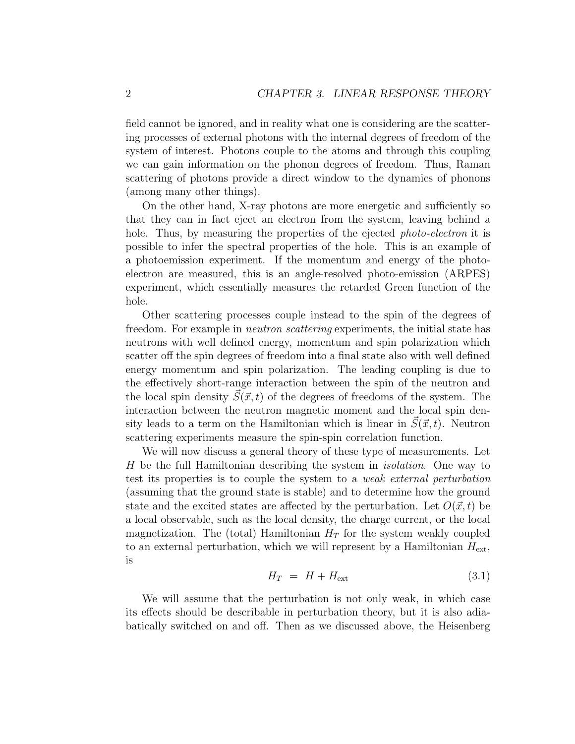field cannot be ignored, and in reality what one is considering are the scattering processes of external photons with the internal degrees of freedom of the system of interest. Photons couple to the atoms and through this coupling we can gain information on the phonon degrees of freedom. Thus, Raman scattering of photons provide a direct window to the dynamics of phonons (among many other things).

On the other hand, X-ray photons are more energetic and sufficiently so that they can in fact eject an electron from the system, leaving behind a hole. Thus, by measuring the properties of the ejected *photo-electron* it is possible to infer the spectral properties of the hole. This is an example of a photoemission experiment. If the momentum and energy of the photo-electron are measured, this is an angle-resolved photo-emission (ARPES) experiment, which essentially measures the retarded Green function of the hole.

Other scattering processes couple instead to the spin of the degrees of freedom. For example in *neutron scattering* experiments, the initial state has neutrons with well defined energy, momentum and spin polarization which scatter off the spin degrees of freedom into a final state also with well defined energy momentum and spin polarization. The leading coupling is due to the effectively short-range interaction between the spin of the neutron and the local spin density $\vec{S}(\vec{x},t)$ of the degrees of freedoms of the system. The interaction between the neutron magnetic moment and the local spin density leads to a term on the Hamiltonian which is linear in $\vec{S}(\vec{x},t)$. Neutron scattering experiments measure the spin-spin correlation function.

We will now discuss a general theory of these type of measurements. Let $H$ be the full Hamiltonian describing the system in *isolation*. One way to test its properties is to couple the system to a *weak external perturbation* (assuming that the ground state is stable) and to determine how the ground state and the excited states are affected by the perturbation. Let $O(\vec{x},t)$ be a local observable, such as the local density, the charge current, or the local magnetization. The (total) Hamiltonian $H_T$ for the system weakly coupled to an external perturbation, which we will represent by a Hamiltonian $H_{\text{ext}}$, is

$$H_T \;=\; H + H_{\text{ext}} \tag{3.1}$$

We will assume that the perturbation is not only weak, in which case its effects should be describable in perturbation theory, but it is also adiabatically switched on and off. Then as we discussed above, the Heisenberg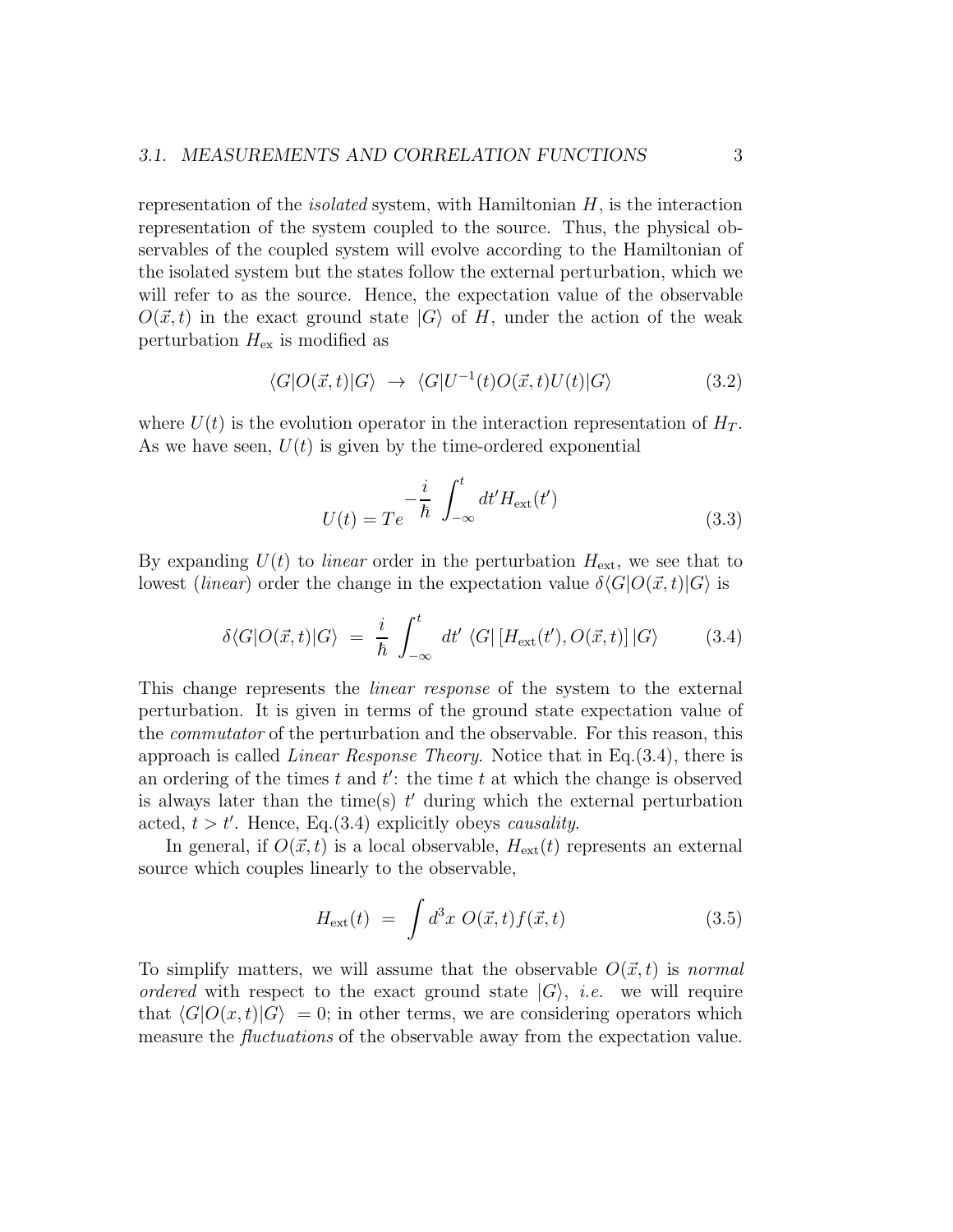representation of the *isolated* system, with Hamiltonian $H$, is the interaction representation of the system coupled to the source. Thus, the physical observables of the coupled system will evolve according to the Hamiltonian of the isolated system but the states follow the external perturbation, which we will refer to as the source. Hence, the expectation value of the observable $O(\vec{x},t)$ in the exact ground state $|G\rangle$ of $H$, under the action of the weak perturbation $H_{\text{ex}}$ is modified as

$$\langle G|O(\vec{x},t)|G\rangle \;\to\; \langle G|U^{-1}(t)O(\vec{x},t)U(t)|G\rangle \tag{3.2}$$

where $U(t)$ is the evolution operator in the interaction representation of $H_T$. As we have seen, $U(t)$ is given by the time-ordered exponential

$$U(t) = T e^{-\frac{i}{\hbar}\int_{-\infty}^{t} dt' H_{\text{ext}}(t')} \tag{3.3}$$

By expanding $U(t)$ to *linear* order in the perturbation $H_{\text{ext}}$, we see that to lowest (*linear*) order the change in the expectation value $\delta\langle G|O(\vec{x},t)|G\rangle$ is

$$\delta\langle G|O(\vec{x},t)|G\rangle \;=\; \frac{i}{\hbar}\int_{-\infty}^{t} dt'\; \langle G|\left[H_{\text{ext}}(t'), O(\vec{x},t)\right]|G\rangle \tag{3.4}$$

This change represents the *linear response* of the system to the external perturbation. It is given in terms of the ground state expectation value of the *commutator* of the perturbation and the observable. For this reason, this approach is called *Linear Response Theory*. Notice that in Eq.(3.4), there is an ordering of the times $t$ and $t'$: the time $t$ at which the change is observed is always later than the time(s) $t'$ during which the external perturbation acted, $t > t'$. Hence, Eq.(3.4) explicitly obeys *causality*.

In general, if $O(\vec{x},t)$ is a local observable, $H_{\text{ext}}(t)$ represents an external source which couples linearly to the observable,

$$H_{\text{ext}}(t) \;=\; \int d^3x\; O(\vec{x},t) f(\vec{x},t) \tag{3.5}$$

To simplify matters, we will assume that the observable $O(\vec{x},t)$ is *normal ordered* with respect to the exact ground state $|G\rangle$, *i.e.* we will require that $\langle G|O(x,t)|G\rangle = 0$; in other terms, we are considering operators which measure the *fluctuations* of the observable away from the expectation value.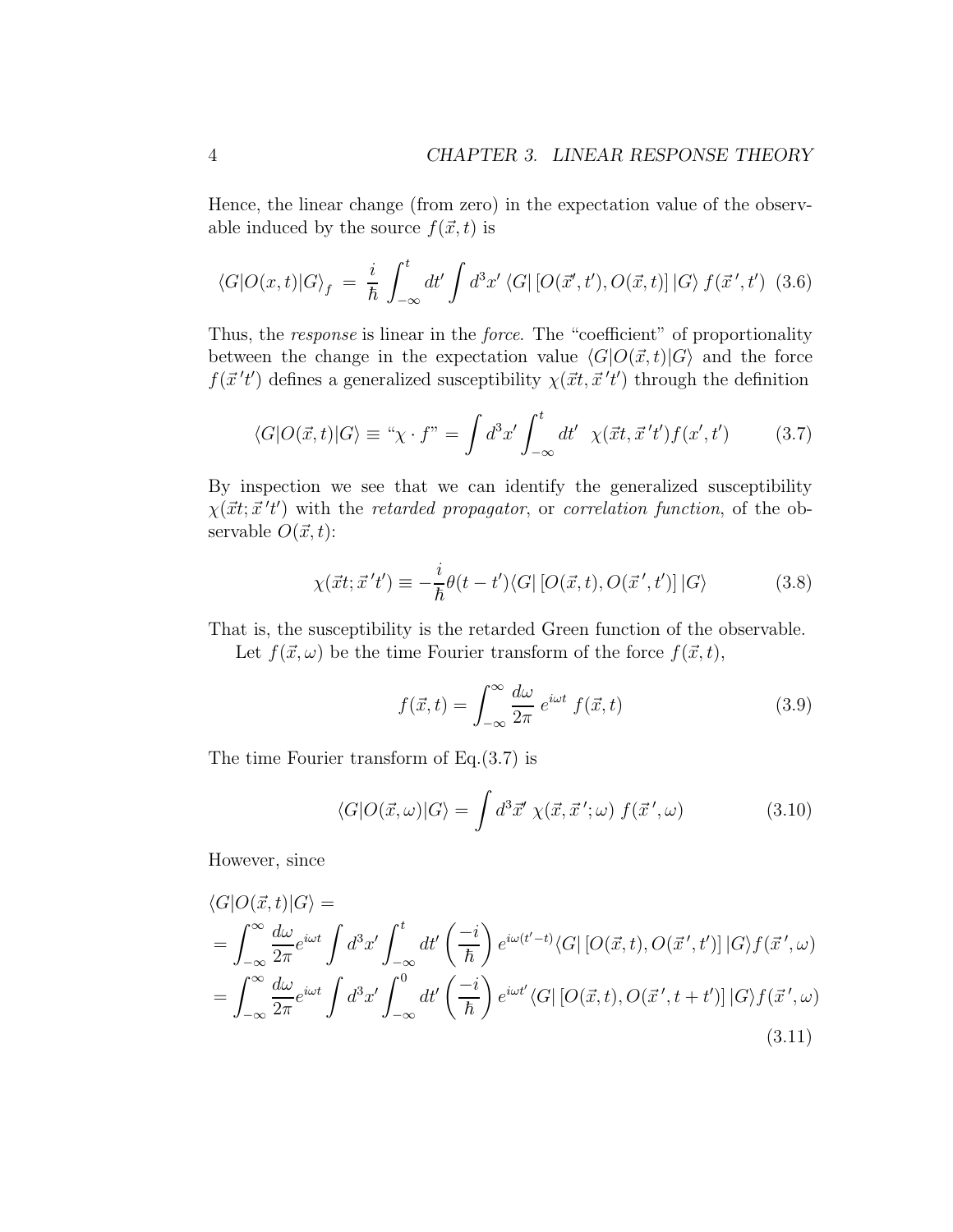Hence, the linear change (from zero) in the expectation value of the observable induced by the source $f(\vec{x}, t)$ is

$$\langle G|O(x,t)|G\rangle_f \;=\; \frac{i}{\hbar} \int_{-\infty}^{t} dt' \int d^3x' \, \langle G| \left[ O(\vec{x}', t'), O(\vec{x}, t) \right] |G\rangle \; f(\vec{x}\,', t') \tag{3.6}$$

Thus, the *response* is linear in the *force*. The "coefficient" of proportionality between the change in the expectation value $\langle G|O(\vec{x},t)|G\rangle$ and the force $f(\vec{x}\,'t')$ defines a generalized susceptibility $\chi(\vec{x}t, \vec{x}\,'t')$ through the definition

$$\langle G|O(\vec{x},t)|G\rangle \equiv \text{“}\chi \cdot f\text{”} = \int d^3x' \int_{-\infty}^{t} dt' \;\; \chi(\vec{x}t, \vec{x}\,'t') f(x', t') \tag{3.7}$$

By inspection we see that we can identify the generalized susceptibility $\chi(\vec{x}t; \vec{x}\,'t')$ with the *retarded propagator*, or *correlation function*, of the observable $O(\vec{x}, t)$:

$$\chi(\vec{x}t; \vec{x}\,'t') \equiv -\frac{i}{\hbar} \theta(t - t') \langle G| \left[ O(\vec{x}, t), O(\vec{x}\,', t') \right] |G\rangle \tag{3.8}$$

That is, the susceptibility is the retarded Green function of the observable.

Let $f(\vec{x}, \omega)$ be the time Fourier transform of the force $f(\vec{x}, t)$,

$$f(\vec{x}, t) = \int_{-\infty}^{\infty} \frac{d\omega}{2\pi} \, e^{i\omega t} \; f(\vec{x}, t) \tag{3.9}$$

The time Fourier transform of Eq.(3.7) is

$$\langle G|O(\vec{x}, \omega)|G\rangle = \int d^3\vec{x}' \; \chi(\vec{x}, \vec{x}\,'; \omega) \; f(\vec{x}\,', \omega) \tag{3.10}$$

However, since

$$\begin{aligned}
&\langle G|O(\vec{x},t)|G\rangle = \\
&= \int_{-\infty}^{\infty} \frac{d\omega}{2\pi} e^{i\omega t} \int d^3x' \int_{-\infty}^{t} dt' \left( \frac{-i}{\hbar} \right) e^{i\omega(t'-t)} \langle G| \left[ O(\vec{x}, t), O(\vec{x}\,', t') \right] |G\rangle f(\vec{x}\,', \omega) \\
&= \int_{-\infty}^{\infty} \frac{d\omega}{2\pi} e^{i\omega t} \int d^3x' \int_{-\infty}^{0} dt' \left( \frac{-i}{\hbar} \right) e^{i\omega t'} \langle G| \left[ O(\vec{x}, t), O(\vec{x}\,', t + t') \right] |G\rangle f(\vec{x}\,', \omega)
\end{aligned} \tag{3.11}$$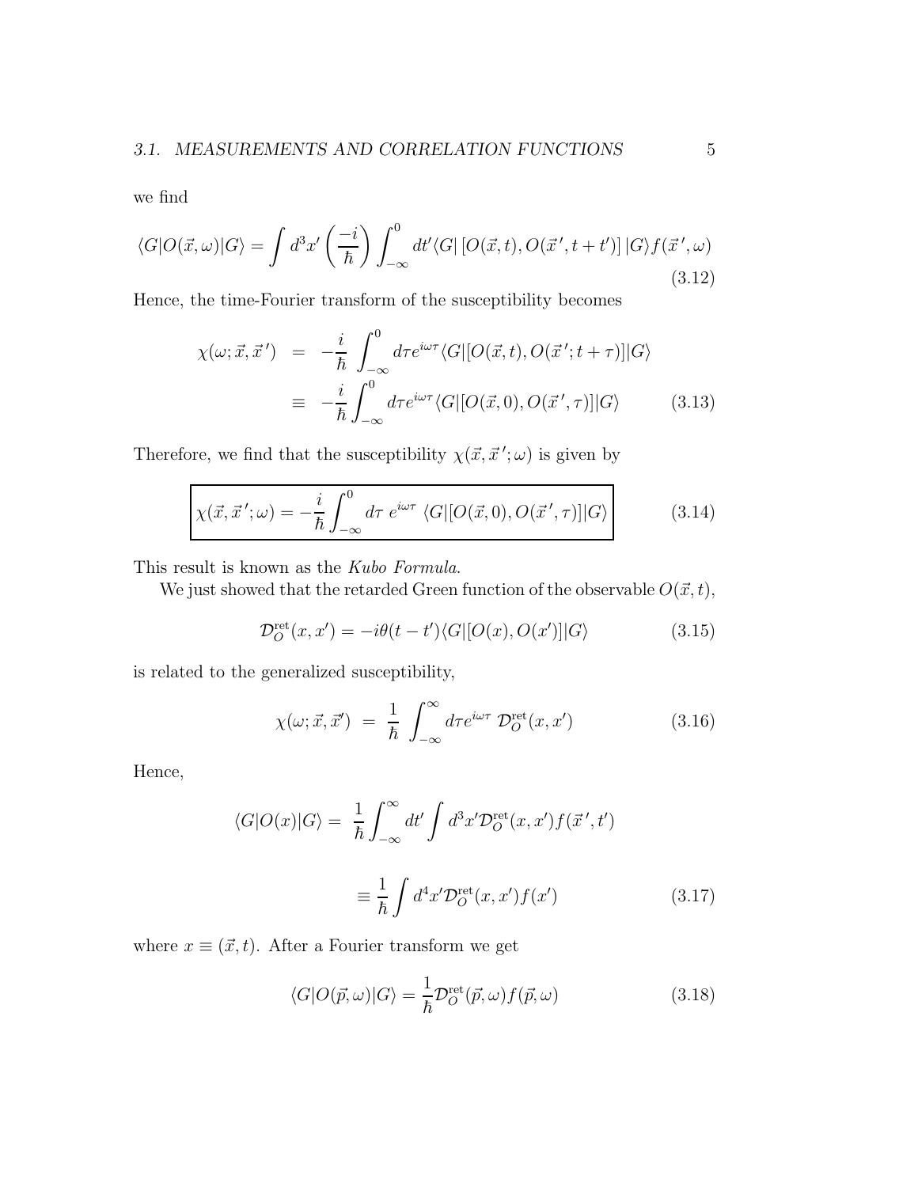we find

$$\langle G|O(\vec{x},\omega)|G\rangle = \int d^3x' \left(\frac{-i}{\hbar}\right) \int_{-\infty}^{0} dt' \langle G| \left[O(\vec{x},t), O(\vec{x}\,', t+t')\right] |G\rangle f(\vec{x}\,',\omega) \tag{3.12}$$

Hence, the time-Fourier transform of the susceptibility becomes

$$\begin{aligned}
\chi(\omega;\vec{x},\vec{x}\,') &= -\frac{i}{\hbar} \int_{-\infty}^{0} d\tau e^{i\omega\tau} \langle G|[O(\vec{x},t), O(\vec{x}\,'; t+\tau)]|G\rangle \\
&\equiv -\frac{i}{\hbar} \int_{-\infty}^{0} d\tau e^{i\omega\tau} \langle G|[O(\vec{x},0), O(\vec{x}\,',\tau)]|G\rangle
\end{aligned} \tag{3.13}$$

Therefore, we find that the susceptibility $\chi(\vec{x},\vec{x}\,';\omega)$ is given by

$$\boxed{\chi(\vec{x},\vec{x}\,';\omega) = -\frac{i}{\hbar} \int_{-\infty}^{0} d\tau \; e^{i\omega\tau} \; \langle G|[O(\vec{x},0), O(\vec{x}\,',\tau)]|G\rangle} \tag{3.14}$$

This result is known as the *Kubo Formula*.

We just showed that the retarded Green function of the observable $O(\vec{x},t)$,

$$\mathcal{D}_O^{\text{ret}}(x,x') = -i\theta(t-t')\langle G|[O(x), O(x')]|G\rangle \tag{3.15}$$

is related to the generalized susceptibility,

$$\chi(\omega;\vec{x},\vec{x}') \;=\; \frac{1}{\hbar} \int_{-\infty}^{\infty} d\tau e^{i\omega\tau} \; \mathcal{D}_O^{\text{ret}}(x,x') \tag{3.16}$$

Hence,

$$\begin{aligned}
\langle G|O(x)|G\rangle = \; &\frac{1}{\hbar} \int_{-\infty}^{\infty} dt' \int d^3x' \mathcal{D}_O^{\text{ret}}(x,x') f(\vec{x}\,',t') \\
&\equiv \frac{1}{\hbar} \int d^4x' \mathcal{D}_O^{\text{ret}}(x,x') f(x')
\end{aligned} \tag{3.17}$$

where $x \equiv (\vec{x},t)$. After a Fourier transform we get

$$\langle G|O(\vec{p},\omega)|G\rangle = \frac{1}{\hbar} \mathcal{D}_O^{\text{ret}}(\vec{p},\omega) f(\vec{p},\omega) \tag{3.18}$$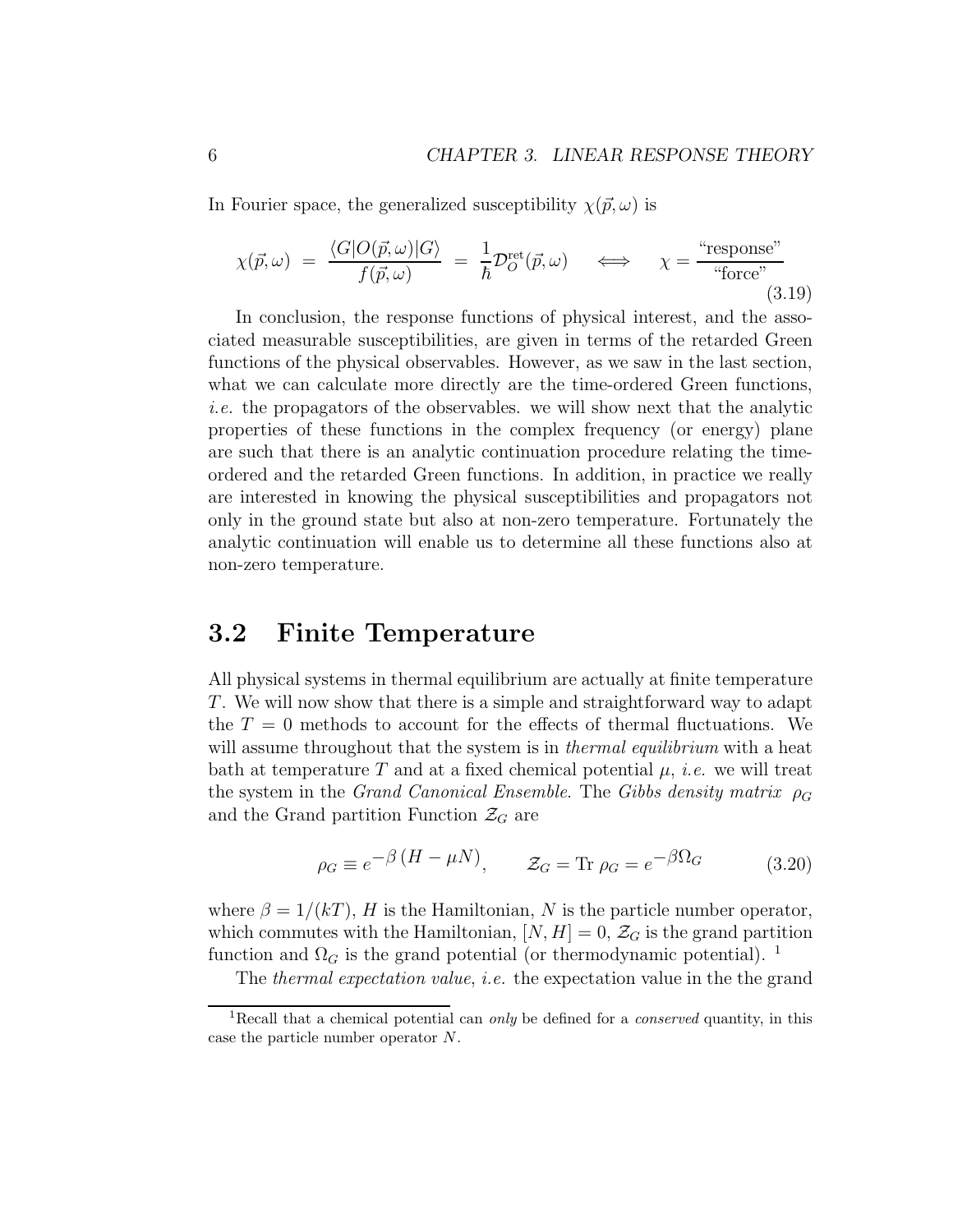In Fourier space, the generalized susceptibility $\chi(\vec{p}, \omega)$ is

$$\chi(\vec{p}, \omega) \; = \; \frac{\langle G | O(\vec{p}, \omega) | G \rangle}{f(\vec{p}, \omega)} \; = \; \frac{1}{\hbar} \mathcal{D}_O^{\rm ret}(\vec{p}, \omega) \quad \Longleftrightarrow \quad \chi = \frac{\text{“response”}}{\text{“force”}} \tag{3.19}$$

In conclusion, the response functions of physical interest, and the associated measurable susceptibilities, are given in terms of the retarded Green functions of the physical observables. However, as we saw in the last section, what we can calculate more directly are the time-ordered Green functions, *i.e.* the propagators of the observables. we will show next that the analytic properties of these functions in the complex frequency (or energy) plane are such that there is an analytic continuation procedure relating the time-ordered and the retarded Green functions. In addition, in practice we really are interested in knowing the physical susceptibilities and propagators not only in the ground state but also at non-zero temperature. Fortunately the analytic continuation will enable us to determine all these functions also at non-zero temperature.

## 3.2 Finite Temperature

All physical systems in thermal equilibrium are actually at finite temperature $T$. We will now show that there is a simple and straightforward way to adapt the $T = 0$ methods to account for the effects of thermal fluctuations. We will assume throughout that the system is in *thermal equilibrium* with a heat bath at temperature $T$ and at a fixed chemical potential $\mu$, *i.e.* we will treat the system in the *Grand Canonical Ensemble*. The *Gibbs density matrix* $\rho_G$ and the Grand partition Function $\mathcal{Z}_G$ are

$$\rho_G \equiv e^{-\beta \, (H - \mu N)}, \qquad \mathcal{Z}_G = \text{Tr} \; \rho_G = e^{-\beta \Omega_G} \tag{3.20}$$

where $\beta = 1/(kT)$, $H$ is the Hamiltonian, $N$ is the particle number operator, which commutes with the Hamiltonian, $[N, H] = 0$, $\mathcal{Z}_G$ is the grand partition function and $\Omega_G$ is the grand potential (or thermodynamic potential). [1]

The *thermal expectation value*, *i.e.* the expectation value in the the grand

[1] Recall that a chemical potential can *only* be defined for a *conserved* quantity, in this case the particle number operator $N$.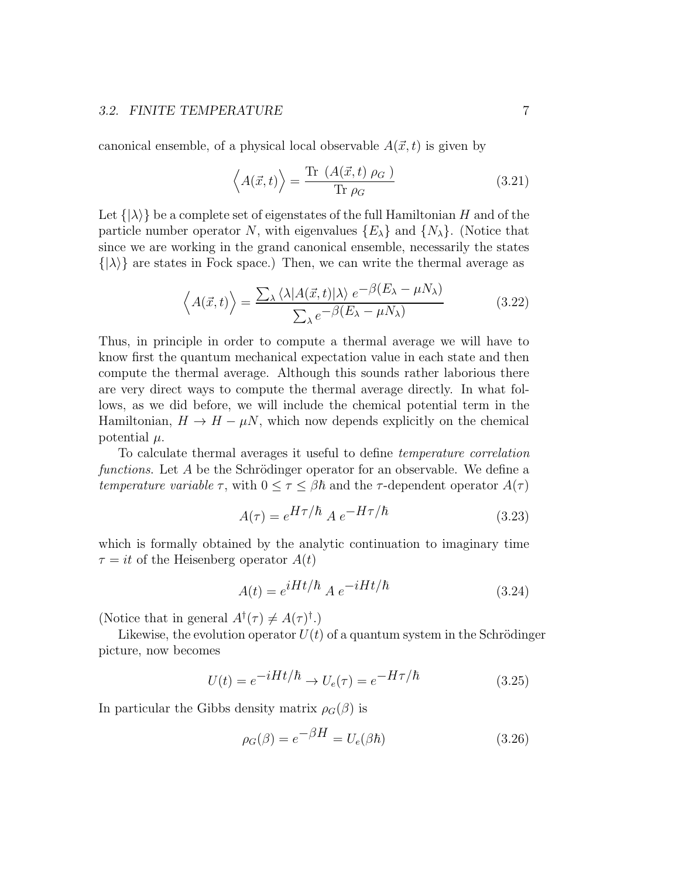canonical ensemble, of a physical local observable $A(\vec{x}, t)$ is given by

$$\left\langle A(\vec{x}, t) \right\rangle = \frac{\text{Tr } (A(\vec{x}, t) \; \rho_G \;)}{\text{Tr } \rho_G} \tag{3.21}$$

Let $\{|\lambda\rangle\}$ be a complete set of eigenstates of the full Hamiltonian $H$ and of the particle number operator $N$, with eigenvalues $\{E_\lambda\}$ and $\{N_\lambda\}$. (Notice that since we are working in the grand canonical ensemble, necessarily the states $\{|\lambda\rangle\}$ are states in Fock space.) Then, we can write the thermal average as

$$\left\langle A(\vec{x}, t) \right\rangle = \frac{\sum_\lambda \langle \lambda | A(\vec{x}, t) | \lambda \rangle \; e^{-\beta(E_\lambda - \mu N_\lambda)}}{\sum_\lambda e^{-\beta(E_\lambda - \mu N_\lambda)}} \tag{3.22}$$

Thus, in principle in order to compute a thermal average we will have to know first the quantum mechanical expectation value in each state and then compute the thermal average. Although this sounds rather laborious there are very direct ways to compute the thermal average directly. In what follows, as we did before, we will include the chemical potential term in the Hamiltonian, $H \to H - \mu N$, which now depends explicitly on the chemical potential $\mu$.

To calculate thermal averages it useful to define *temperature correlation functions*. Let $A$ be the Schrödinger operator for an observable. We define a *temperature variable* $\tau$, with $0 \leq \tau \leq \beta\hbar$ and the $\tau$-dependent operator $A(\tau)$

$$A(\tau) = e^{H\tau/\hbar} \; A \; e^{-H\tau/\hbar} \tag{3.23}$$

which is formally obtained by the analytic continuation to imaginary time $\tau = it$ of the Heisenberg operator $A(t)$

$$A(t) = e^{iHt/\hbar} \; A \; e^{-iHt/\hbar} \tag{3.24}$$

(Notice that in general $A^\dagger(\tau) \neq A(\tau)^\dagger$.)

Likewise, the evolution operator $U(t)$ of a quantum system in the Schrödinger picture, now becomes

$$U(t) = e^{-iHt/\hbar} \to U_e(\tau) = e^{-H\tau/\hbar} \tag{3.25}$$

In particular the Gibbs density matrix $\rho_G(\beta)$ is

$$\rho_G(\beta) = e^{-\beta H} = U_e(\beta\hbar) \tag{3.26}$$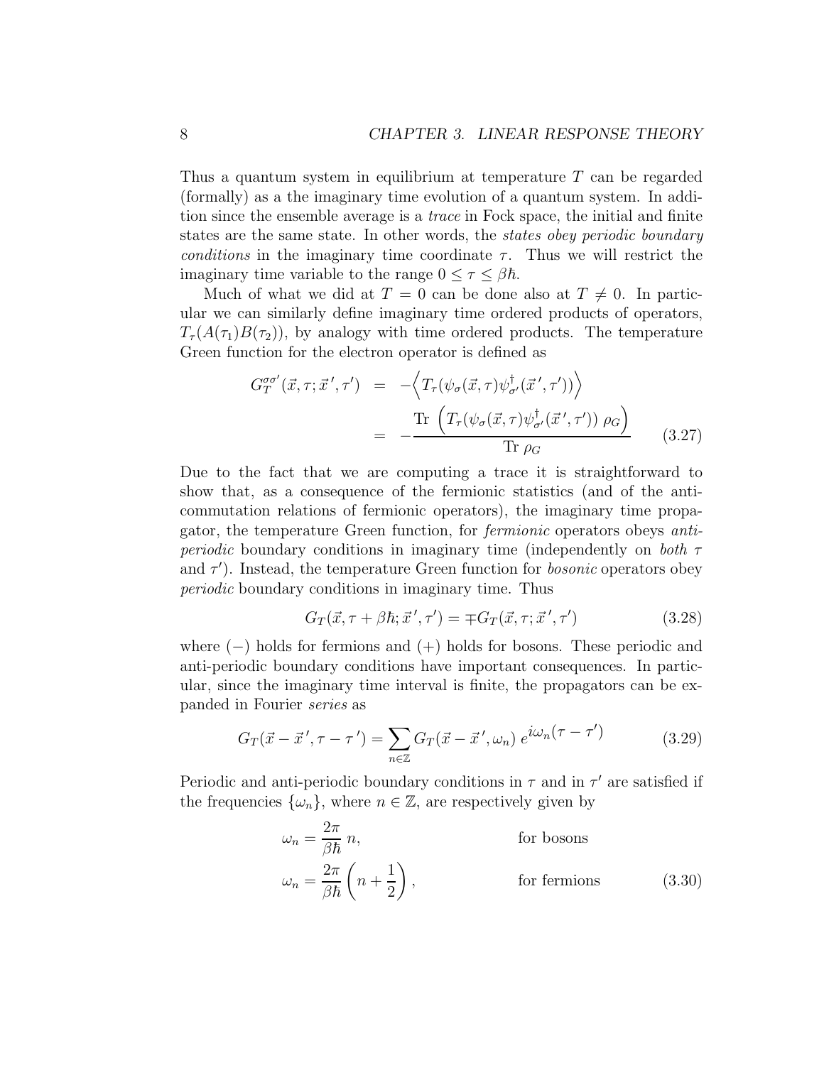Thus a quantum system in equilibrium at temperature $T$ can be regarded (formally) as a the imaginary time evolution of a quantum system. In addition since the ensemble average is a *trace* in Fock space, the initial and finite states are the same state. In other words, the *states obey periodic boundary conditions* in the imaginary time coordinate $\tau$. Thus we will restrict the imaginary time variable to the range $0 \leq \tau \leq \beta\hbar$.

Much of what we did at $T = 0$ can be done also at $T \neq 0$. In particular we can similarly define imaginary time ordered products of operators, $T_\tau(A(\tau_1)B(\tau_2))$, by analogy with time ordered products. The temperature Green function for the electron operator is defined as

$$
\begin{aligned}
G_T^{\sigma\sigma'}(\vec{x}, \tau; \vec{x}\,', \tau') &= -\Big\langle T_\tau(\psi_\sigma(\vec{x}, \tau)\psi^\dagger_{\sigma'}(\vec{x}\,', \tau'))\Big\rangle \\
&= -\frac{\text{Tr}\,\left(T_\tau(\psi_\sigma(\vec{x}, \tau)\psi^\dagger_{\sigma'}(\vec{x}\,', \tau'))\;\rho_G\right)}{\text{Tr}\;\rho_G}
\end{aligned}
\tag{3.27}
$$

Due to the fact that we are computing a trace it is straightforward to show that, as a consequence of the fermionic statistics (and of the anti-commutation relations of fermionic operators), the imaginary time propagator, the temperature Green function, for *fermionic* operators obeys *anti-periodic* boundary conditions in imaginary time (independently on *both* $\tau$ and $\tau'$). Instead, the temperature Green function for *bosonic* operators obey *periodic* boundary conditions in imaginary time. Thus

$$
G_T(\vec{x}, \tau + \beta\hbar; \vec{x}\,', \tau') = \mp G_T(\vec{x}, \tau; \vec{x}\,', \tau') \tag{3.28}
$$

where $(-)$ holds for fermions and $(+)$ holds for bosons. These periodic and anti-periodic boundary conditions have important consequences. In particular, since the imaginary time interval is finite, the propagators can be expanded in Fourier *series* as

$$
G_T(\vec{x} - \vec{x}\,', \tau - \tau\,') = \sum_{n \in \mathbb{Z}} G_T(\vec{x} - \vec{x}\,', \omega_n)\; e^{i\omega_n(\tau - \tau')} \tag{3.29}
$$

Periodic and anti-periodic boundary conditions in $\tau$ and in $\tau'$ are satisfied if the frequencies $\{\omega_n\}$, where $n \in \mathbb{Z}$, are respectively given by

$$
\begin{aligned}
\omega_n &= \frac{2\pi}{\beta\hbar}\, n, && \text{for bosons} \\
\omega_n &= \frac{2\pi}{\beta\hbar}\left(n + \frac{1}{2}\right), && \text{for fermions}
\end{aligned}
\tag{3.30}
$$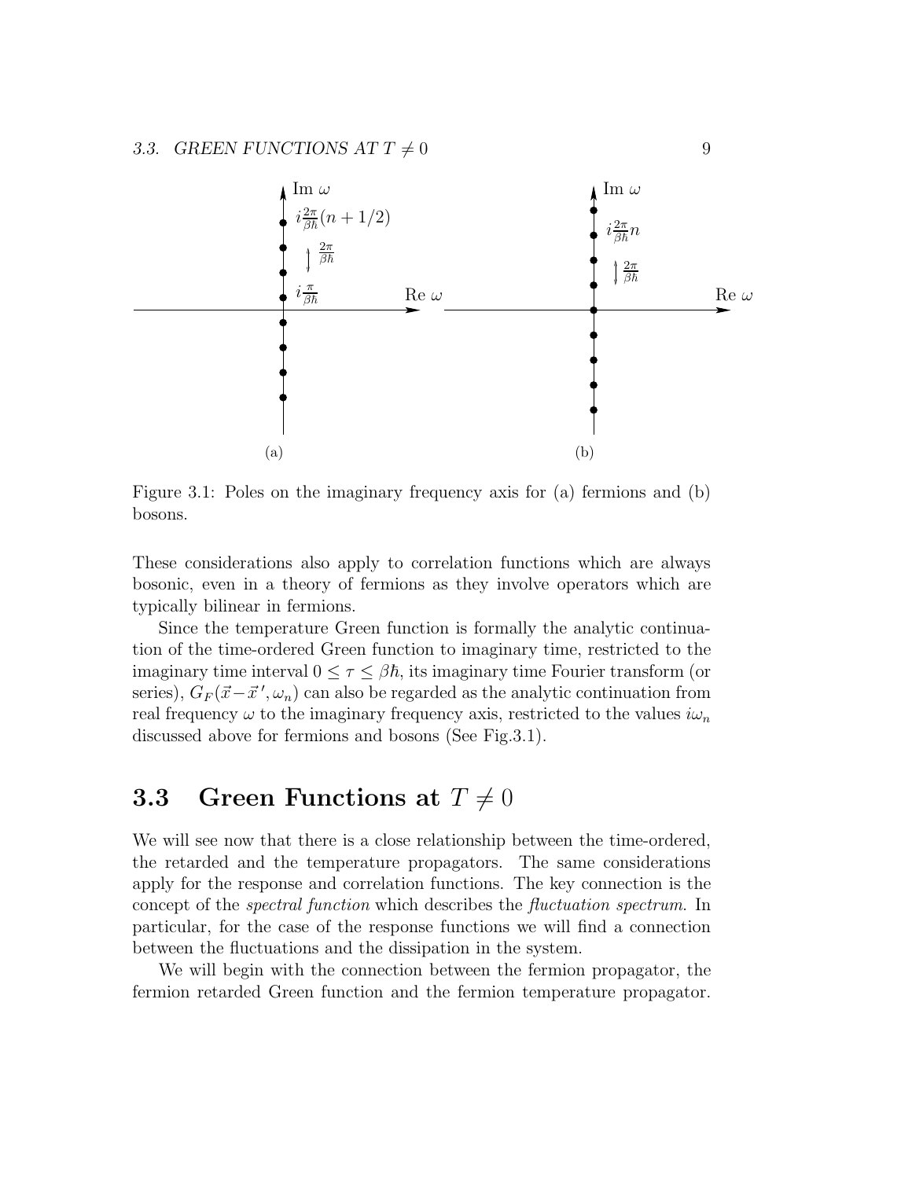Figure 3.1: Poles on the imaginary frequency axis for (a) fermions and (b) bosons.

These considerations also apply to correlation functions which are always bosonic, even in a theory of fermions as they involve operators which are typically bilinear in fermions.

Since the temperature Green function is formally the analytic continuation of the time-ordered Green function to imaginary time, restricted to the imaginary time interval $0 \leq \tau \leq \beta\hbar$, its imaginary time Fourier transform (or series), $G_F(\vec{x}-\vec{x}\,', \omega_n)$ can also be regarded as the analytic continuation from real frequency $\omega$ to the imaginary frequency axis, restricted to the values $i\omega_n$ discussed above for fermions and bosons (See Fig.3.1).

## 3.3 Green Functions at $T \neq 0$

We will see now that there is a close relationship between the time-ordered, the retarded and the temperature propagators. The same considerations apply for the response and correlation functions. The key connection is the concept of the *spectral function* which describes the *fluctuation spectrum*. In particular, for the case of the response functions we will find a connection between the fluctuations and the dissipation in the system.

We will begin with the connection between the fermion propagator, the fermion retarded Green function and the fermion temperature propagator.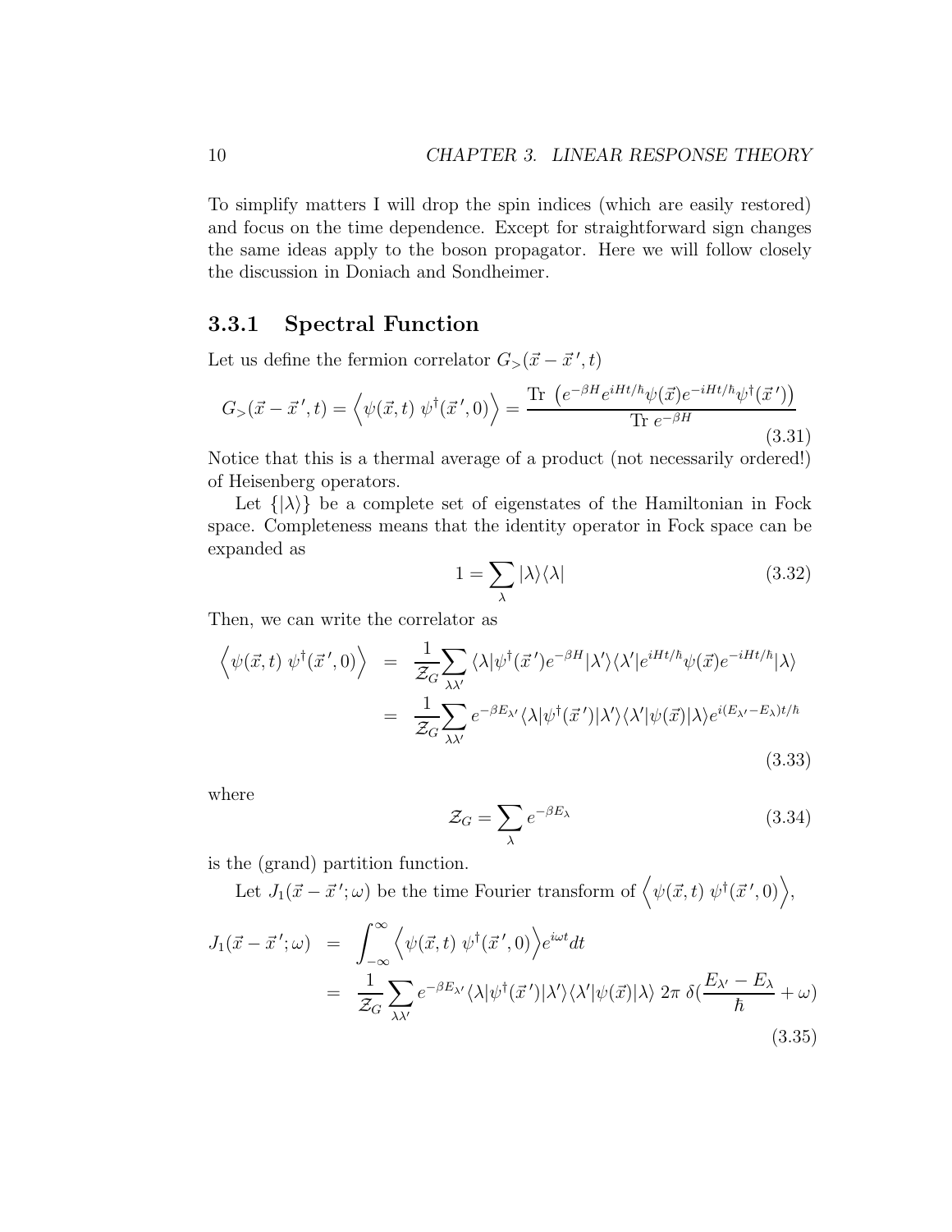To simplify matters I will drop the spin indices (which are easily restored) and focus on the time dependence. Except for straightforward sign changes the same ideas apply to the boson propagator. Here we will follow closely the discussion in Doniach and Sondheimer.

### 3.3.1 Spectral Function

Let us define the fermion correlator $G_>(\vec{x}-\vec{x}\,', t)$

$$G_>(\vec{x}-\vec{x}\,', t) = \left\langle \psi(\vec{x}, t)\ \psi^\dagger(\vec{x}\,', 0) \right\rangle = \frac{\text{Tr}\ \left( e^{-\beta H} e^{iHt/\hbar} \psi(\vec{x}) e^{-iHt/\hbar} \psi^\dagger(\vec{x}\,') \right)}{\text{Tr}\ e^{-\beta H}} \tag{3.31}$$

Notice that this is a thermal average of a product (not necessarily ordered!) of Heisenberg operators.

Let $\{|\lambda\rangle\}$ be a complete set of eigenstates of the Hamiltonian in Fock space. Completeness means that the identity operator in Fock space can be expanded as

$$1 = \sum_\lambda |\lambda\rangle\langle\lambda| \tag{3.32}$$

Then, we can write the correlator as

$$\begin{aligned}
\left\langle \psi(\vec{x}, t)\ \psi^\dagger(\vec{x}\,', 0) \right\rangle &= \frac{1}{\mathcal{Z}_G} \sum_{\lambda\lambda'} \langle\lambda|\psi^\dagger(\vec{x}\,') e^{-\beta H} |\lambda'\rangle\langle\lambda'| e^{iHt/\hbar} \psi(\vec{x}) e^{-iHt/\hbar} |\lambda\rangle \\
&= \frac{1}{\mathcal{Z}_G} \sum_{\lambda\lambda'} e^{-\beta E_{\lambda'}} \langle\lambda|\psi^\dagger(\vec{x}\,')|\lambda'\rangle\langle\lambda'|\psi(\vec{x})|\lambda\rangle e^{i(E_{\lambda'}-E_\lambda)t/\hbar}
\end{aligned} \tag{3.33}$$

where

$$\mathcal{Z}_G = \sum_\lambda e^{-\beta E_\lambda} \tag{3.34}$$

is the (grand) partition function.

Let $J_1(\vec{x}-\vec{x}\,'; \omega)$ be the time Fourier transform of $\left\langle \psi(\vec{x}, t)\ \psi^\dagger(\vec{x}\,', 0) \right\rangle$,

$$\begin{aligned}
J_1(\vec{x}-\vec{x}\,'; \omega) &= \int_{-\infty}^{\infty} \left\langle \psi(\vec{x}, t)\ \psi^\dagger(\vec{x}\,', 0) \right\rangle e^{i\omega t} dt \\
&= \frac{1}{\mathcal{Z}_G} \sum_{\lambda\lambda'} e^{-\beta E_{\lambda'}} \langle\lambda|\psi^\dagger(\vec{x}\,')|\lambda'\rangle\langle\lambda'|\psi(\vec{x})|\lambda\rangle\ 2\pi\ \delta(\frac{E_{\lambda'}-E_\lambda}{\hbar} + \omega)
\end{aligned} \tag{3.35}$$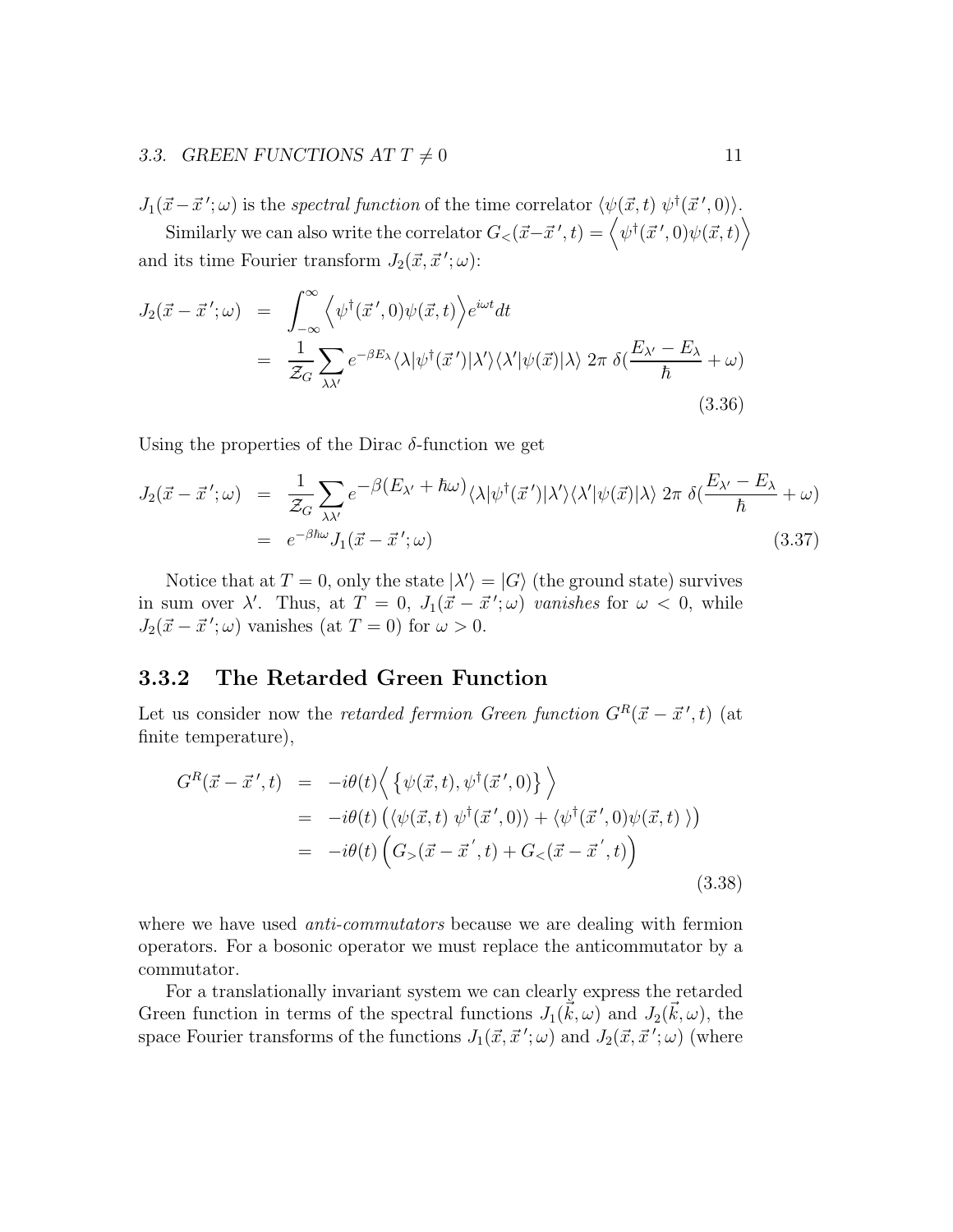$J_1(\vec{x}-\vec{x}\,';\omega)$ is the *spectral function* of the time correlator $\langle \psi(\vec{x},t)\ \psi^\dagger(\vec{x}\,',0)\rangle$.

Similarly we can also write the correlator $G_<(\vec{x}-\vec{x}\,',t) = \Big\langle \psi^\dagger(\vec{x}\,',0)\psi(\vec{x},t)\Big\rangle$ and its time Fourier transform $J_2(\vec{x},\vec{x}\,';\omega)$:

$$
\begin{aligned}
J_2(\vec{x}-\vec{x}\,';\omega) &= \int_{-\infty}^{\infty} \Big\langle \psi^\dagger(\vec{x}\,',0)\psi(\vec{x},t)\Big\rangle e^{i\omega t} dt \\
&= \frac{1}{\mathcal{Z}_G}\sum_{\lambda\lambda'} e^{-\beta E_\lambda} \langle\lambda|\psi^\dagger(\vec{x}\,')|\lambda'\rangle\langle\lambda'|\psi(\vec{x})|\lambda\rangle\ 2\pi\ \delta(\frac{E_{\lambda'}-E_\lambda}{\hbar}+\omega)
\end{aligned}
\tag{3.36}
$$

Using the properties of the Dirac $\delta$-function we get

$$
\begin{aligned}
J_2(\vec{x}-\vec{x}\,';\omega) &= \frac{1}{\mathcal{Z}_G}\sum_{\lambda\lambda'} e^{-\beta(E_{\lambda'}+\hbar\omega)} \langle\lambda|\psi^\dagger(\vec{x}\,')|\lambda'\rangle\langle\lambda'|\psi(\vec{x})|\lambda\rangle\ 2\pi\ \delta(\frac{E_{\lambda'}-E_\lambda}{\hbar}+\omega) \\
&= e^{-\beta\hbar\omega} J_1(\vec{x}-\vec{x}\,';\omega)
\end{aligned}
\tag{3.37}
$$

Notice that at $T=0$, only the state $|\lambda'\rangle = |G\rangle$ (the ground state) survives in sum over $\lambda'$. Thus, at $T=0$, $J_1(\vec{x}-\vec{x}\,';\omega)$ *vanishes* for $\omega<0$, while $J_2(\vec{x}-\vec{x}\,';\omega)$ vanishes (at $T=0$) for $\omega>0$.

### 3.3.2 The Retarded Green Function

Let us consider now the *retarded fermion Green function* $G^R(\vec{x}-\vec{x}\,',t)$ (at finite temperature),

$$
\begin{aligned}
G^R(\vec{x}-\vec{x}\,',t) &= -i\theta(t)\Big\langle \left\{\psi(\vec{x},t),\psi^\dagger(\vec{x}\,',0)\right\}\Big\rangle \\
&= -i\theta(t)\left(\langle\psi(\vec{x},t)\ \psi^\dagger(\vec{x}\,',0)\rangle + \langle\psi^\dagger(\vec{x}\,',0)\psi(\vec{x},t)\ \rangle\right) \\
&= -i\theta(t)\Big(G_>(\vec{x}-\vec{x}\,',t)+G_<(\vec{x}-\vec{x}\,',t)\Big)
\end{aligned}
\tag{3.38}
$$

where we have used *anti-commutators* because we are dealing with fermion operators. For a bosonic operator we must replace the anticommutator by a commutator.

For a translationally invariant system we can clearly express the retarded Green function in terms of the spectral functions $J_1(\vec{k},\omega)$ and $J_2(\vec{k},\omega)$, the space Fourier transforms of the functions $J_1(\vec{x},\vec{x}\,';\omega)$ and $J_2(\vec{x},\vec{x}\,';\omega)$ (where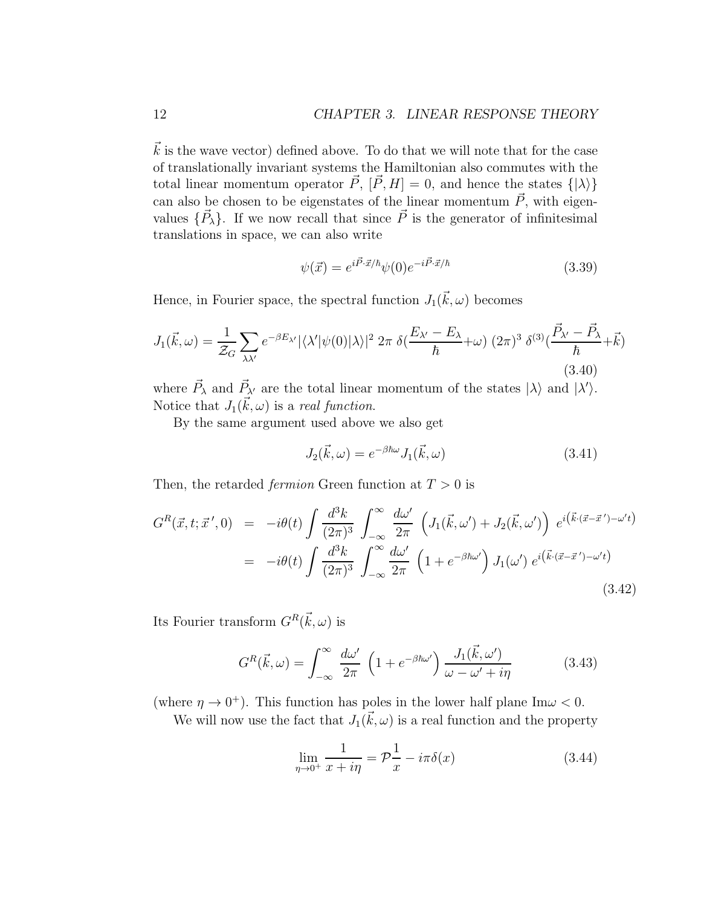$\vec{k}$ is the wave vector) defined above. To do that we will note that for the case of translationally invariant systems the Hamiltonian also commutes with the total linear momentum operator $\vec{P}$, $[\vec{P}, H] = 0$, and hence the states $\{|\lambda\rangle\}$ can also be chosen to be eigenstates of the linear momentum $\vec{P}$, with eigenvalues $\{\vec{P}_\lambda\}$. If we now recall that since $\vec{P}$ is the generator of infinitesimal translations in space, we can also write

$$\psi(\vec{x}) = e^{i\vec{P}\cdot\vec{x}/\hbar}\psi(0)e^{-i\vec{P}\cdot\vec{x}/\hbar} \tag{3.39}$$

Hence, in Fourier space, the spectral function $J_1(\vec{k},\omega)$ becomes

$$J_1(\vec{k},\omega) = \frac{1}{\mathcal{Z}_G}\sum_{\lambda\lambda'} e^{-\beta E_{\lambda'}}|\langle\lambda'|\psi(0)|\lambda\rangle|^2 \; 2\pi\;\delta(\frac{E_{\lambda'}-E_\lambda}{\hbar}+\omega)\;(2\pi)^3\;\delta^{(3)}(\frac{\vec{P}_{\lambda'}-\vec{P}_\lambda}{\hbar}+\vec{k}) \tag{3.40}$$

where $\vec{P}_\lambda$ and $\vec{P}_{\lambda'}$ are the total linear momentum of the states $|\lambda\rangle$ and $|\lambda'\rangle$. Notice that $J_1(\vec{k},\omega)$ is a *real function*.

By the same argument used above we also get

$$J_2(\vec{k},\omega) = e^{-\beta\hbar\omega}J_1(\vec{k},\omega) \tag{3.41}$$

Then, the retarded *fermion* Green function at $T > 0$ is

$$\begin{aligned}
G^R(\vec{x},t;\vec{x}\,',0) &= -i\theta(t)\int\frac{d^3k}{(2\pi)^3}\int_{-\infty}^{\infty}\frac{d\omega'}{2\pi}\;\left(J_1(\vec{k},\omega')+J_2(\vec{k},\omega')\right)\;e^{i\left(\vec{k}\cdot(\vec{x}-\vec{x}\,')-\omega' t\right)} \\
&= -i\theta(t)\int\frac{d^3k}{(2\pi)^3}\int_{-\infty}^{\infty}\frac{d\omega'}{2\pi}\;\left(1+e^{-\beta\hbar\omega'}\right)J_1(\omega')\;e^{i\left(\vec{k}\cdot(\vec{x}-\vec{x}\,')-\omega' t\right)}
\end{aligned} \tag{3.42}$$

Its Fourier transform $G^R(\vec{k},\omega)$ is

$$G^R(\vec{k},\omega) = \int_{-\infty}^{\infty}\frac{d\omega'}{2\pi}\;\left(1+e^{-\beta\hbar\omega'}\right)\frac{J_1(\vec{k},\omega')}{\omega-\omega'+i\eta} \tag{3.43}$$

(where $\eta \to 0^+$). This function has poles in the lower half plane $\mathrm{Im}\omega < 0$.

We will now use the fact that $J_1(\vec{k},\omega)$ is a real function and the property

$$\lim_{\eta\to 0^+}\frac{1}{x+i\eta} = \mathcal{P}\frac{1}{x} - i\pi\delta(x) \tag{3.44}$$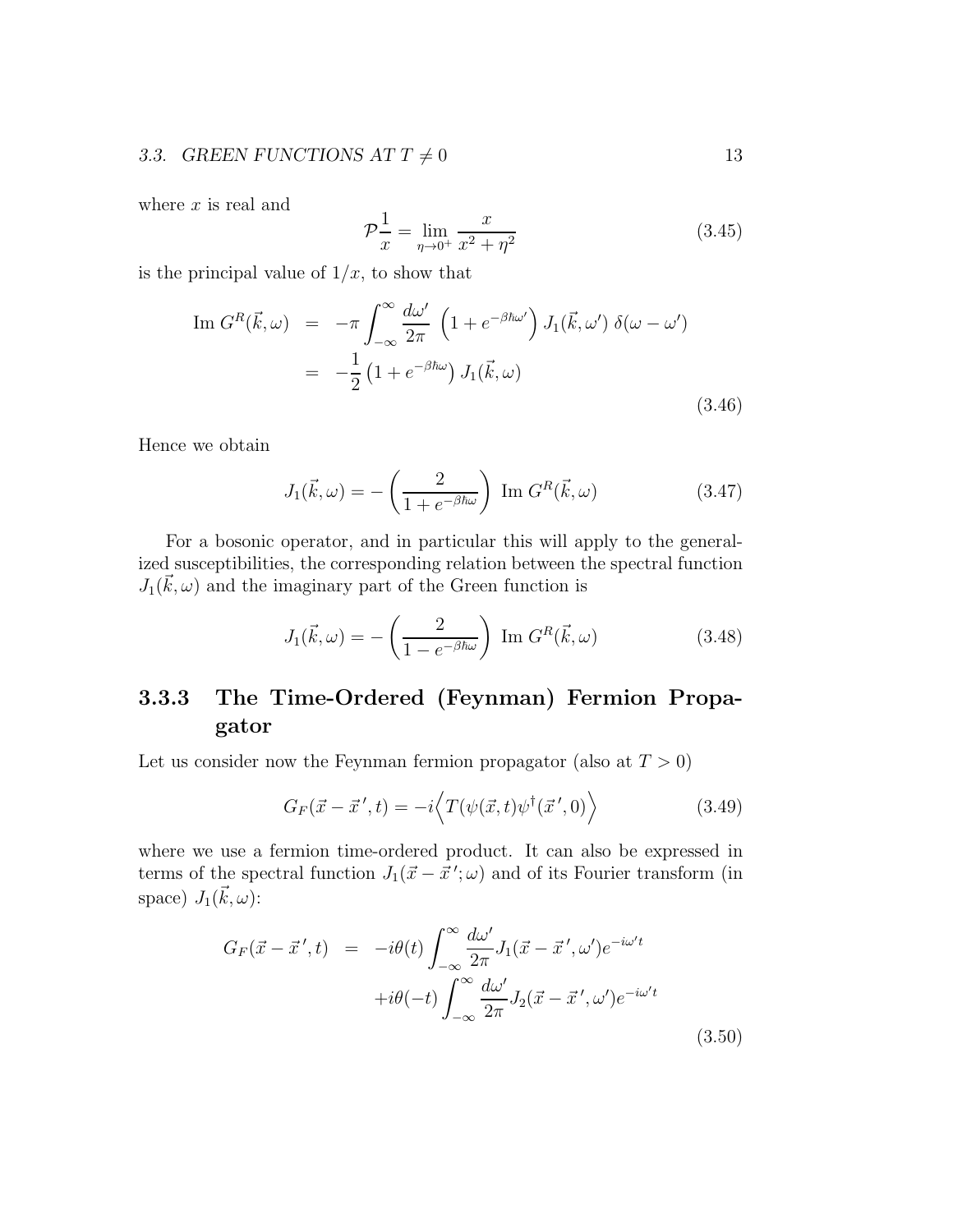where $x$ is real and

$$\mathcal{P}\frac{1}{x} = \lim_{\eta \to 0^+} \frac{x}{x^2 + \eta^2} \tag{3.45}$$

is the principal value of $1/x$, to show that

$$\begin{aligned}
\text{Im } G^R(\vec{k}, \omega) &= -\pi \int_{-\infty}^{\infty} \frac{d\omega'}{2\pi} \left(1 + e^{-\beta\hbar\omega'}\right) J_1(\vec{k}, \omega') \, \delta(\omega - \omega') \\
&= -\frac{1}{2}\left(1 + e^{-\beta\hbar\omega}\right) J_1(\vec{k}, \omega)
\end{aligned} \tag{3.46}$$

Hence we obtain

$$J_1(\vec{k}, \omega) = -\left(\frac{2}{1 + e^{-\beta\hbar\omega}}\right) \text{ Im } G^R(\vec{k}, \omega) \tag{3.47}$$

For a bosonic operator, and in particular this will apply to the generalized susceptibilities, the corresponding relation between the spectral function $J_1(\vec{k}, \omega)$ and the imaginary part of the Green function is

$$J_1(\vec{k}, \omega) = -\left(\frac{2}{1 - e^{-\beta\hbar\omega}}\right) \text{ Im } G^R(\vec{k}, \omega) \tag{3.48}$$

### 3.3.3 The Time-Ordered (Feynman) Fermion Propagator

Let us consider now the Feynman fermion propagator (also at $T > 0$)

$$G_F(\vec{x} - \vec{x}\,', t) = -i\left\langle T(\psi(\vec{x}, t)\psi^\dagger(\vec{x}\,', 0)\right\rangle \tag{3.49}$$

where we use a fermion time-ordered product. It can also be expressed in terms of the spectral function $J_1(\vec{x} - \vec{x}\,'; \omega)$ and of its Fourier transform (in space) $J_1(\vec{k}, \omega)$:

$$\begin{aligned}
G_F(\vec{x} - \vec{x}\,', t) &= -i\theta(t) \int_{-\infty}^{\infty} \frac{d\omega'}{2\pi} J_1(\vec{x} - \vec{x}\,', \omega') e^{-i\omega' t} \\
&\quad + i\theta(-t) \int_{-\infty}^{\infty} \frac{d\omega'}{2\pi} J_2(\vec{x} - \vec{x}\,', \omega') e^{-i\omega' t}
\end{aligned} \tag{3.50}$$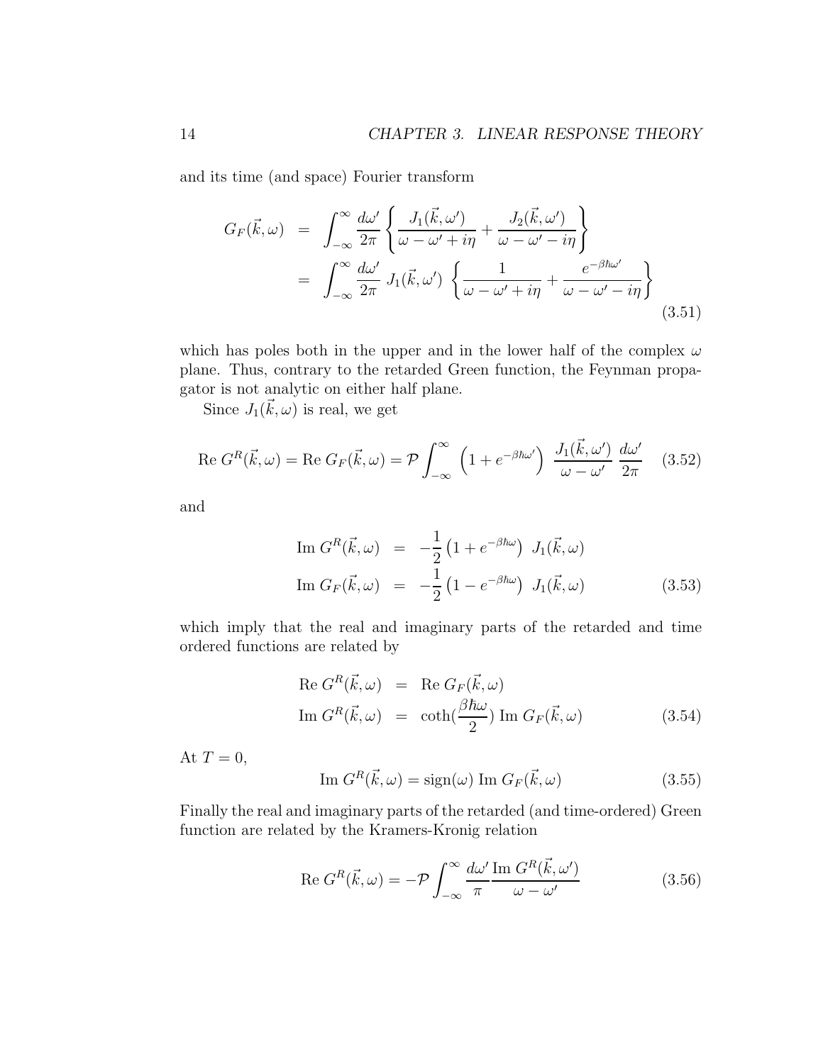and its time (and space) Fourier transform

$$
\begin{aligned}
G_F(\vec{k},\omega) &= \int_{-\infty}^{\infty} \frac{d\omega'}{2\pi} \left\{ \frac{J_1(\vec{k},\omega')}{\omega-\omega'+i\eta} + \frac{J_2(\vec{k},\omega')}{\omega-\omega'-i\eta} \right\} \\
&= \int_{-\infty}^{\infty} \frac{d\omega'}{2\pi}\; J_1(\vec{k},\omega') \; \left\{ \frac{1}{\omega-\omega'+i\eta} + \frac{e^{-\beta\hbar\omega'}}{\omega-\omega'-i\eta} \right\}
\end{aligned}
\tag{3.51}
$$

which has poles both in the upper and in the lower half of the complex $\omega$ plane. Thus, contrary to the retarded Green function, the Feynman propagator is not analytic on either half plane.

Since $J_1(\vec{k},\omega)$ is real, we get

$$
\text{Re } G^R(\vec{k},\omega) = \text{Re } G_F(\vec{k},\omega) = \mathcal{P}\int_{-\infty}^{\infty} \left(1+e^{-\beta\hbar\omega'}\right) \; \frac{J_1(\vec{k},\omega')}{\omega-\omega'} \; \frac{d\omega'}{2\pi} \tag{3.52}
$$

and

$$
\begin{aligned}
\text{Im } G^R(\vec{k},\omega) &= -\frac{1}{2}\left(1+e^{-\beta\hbar\omega}\right) \; J_1(\vec{k},\omega) \\
\text{Im } G_F(\vec{k},\omega) &= -\frac{1}{2}\left(1-e^{-\beta\hbar\omega}\right) \; J_1(\vec{k},\omega)
\end{aligned}
\tag{3.53}
$$

which imply that the real and imaginary parts of the retarded and time ordered functions are related by

$$
\begin{aligned}
\text{Re } G^R(\vec{k},\omega) &= \text{Re } G_F(\vec{k},\omega) \\
\text{Im } G^R(\vec{k},\omega) &= \coth(\frac{\beta\hbar\omega}{2}) \text{ Im } G_F(\vec{k},\omega)
\end{aligned}
\tag{3.54}
$$

At $T=0$,

$$
\text{Im } G^R(\vec{k},\omega) = \text{sign}(\omega) \text{ Im } G_F(\vec{k},\omega) \tag{3.55}
$$

Finally the real and imaginary parts of the retarded (and time-ordered) Green function are related by the Kramers-Kronig relation

$$
\text{Re } G^R(\vec{k},\omega) = -\mathcal{P}\int_{-\infty}^{\infty} \frac{d\omega'}{\pi} \frac{\text{Im } G^R(\vec{k},\omega')}{\omega-\omega'} \tag{3.56}
$$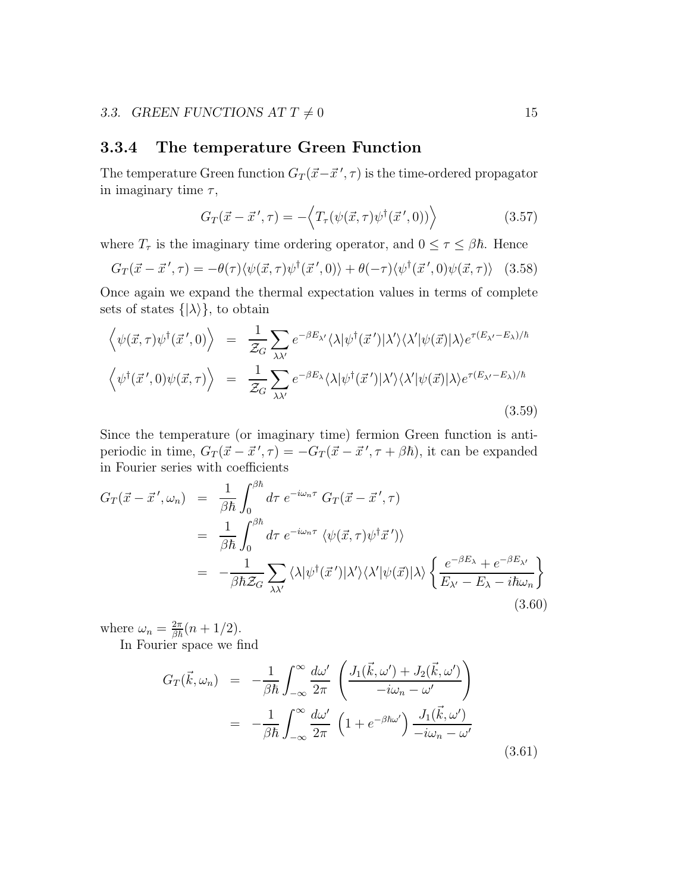### 3.3.4 The temperature Green Function

The temperature Green function $G_T(\vec{x}-\vec{x}\,',\tau)$ is the time-ordered propagator in imaginary time $\tau$,

$$G_T(\vec{x}-\vec{x}\,',\tau) = -\Big\langle T_\tau(\psi(\vec{x},\tau)\psi^\dagger(\vec{x}\,',0))\Big\rangle \tag{3.57}$$

where $T_\tau$ is the imaginary time ordering operator, and $0 \leq \tau \leq \beta\hbar$. Hence

$$G_T(\vec{x}-\vec{x}\,',\tau) = -\theta(\tau)\langle\psi(\vec{x},\tau)\psi^\dagger(\vec{x}\,',0)\rangle + \theta(-\tau)\langle\psi^\dagger(\vec{x}\,',0)\psi(\vec{x},\tau)\rangle \tag{3.58}$$

Once again we expand the thermal expectation values in terms of complete sets of states $\{|\lambda\rangle\}$, to obtain

$$\begin{aligned}
\Big\langle\psi(\vec{x},\tau)\psi^\dagger(\vec{x}\,',0)\Big\rangle &= \frac{1}{\mathcal{Z}_G}\sum_{\lambda\lambda'} e^{-\beta E_{\lambda'}}\langle\lambda|\psi^\dagger(\vec{x}\,')|\lambda'\rangle\langle\lambda'|\psi(\vec{x})|\lambda\rangle e^{\tau(E_{\lambda'}-E_\lambda)/\hbar} \\
\Big\langle\psi^\dagger(\vec{x}\,',0)\psi(\vec{x},\tau)\Big\rangle &= \frac{1}{\mathcal{Z}_G}\sum_{\lambda\lambda'} e^{-\beta E_{\lambda}}\langle\lambda|\psi^\dagger(\vec{x}\,')|\lambda'\rangle\langle\lambda'|\psi(\vec{x})|\lambda\rangle e^{\tau(E_{\lambda'}-E_\lambda)/\hbar}
\end{aligned} \tag{3.59}$$

Since the temperature (or imaginary time) fermion Green function is anti-periodic in time, $G_T(\vec{x}-\vec{x}\,',\tau) = -G_T(\vec{x}-\vec{x}\,',\tau+\beta\hbar)$, it can be expanded in Fourier series with coefficients

$$\begin{aligned}
G_T(\vec{x}-\vec{x}\,',\omega_n) &= \frac{1}{\beta\hbar}\int_0^{\beta\hbar} d\tau\; e^{-i\omega_n\tau}\; G_T(\vec{x}-\vec{x}\,',\tau) \\
&= \frac{1}{\beta\hbar}\int_0^{\beta\hbar} d\tau\; e^{-i\omega_n\tau}\; \langle\psi(\vec{x},\tau)\psi^\dagger\vec{x}\,')\rangle \\
&= -\frac{1}{\beta\hbar\mathcal{Z}_G}\sum_{\lambda\lambda'}\langle\lambda|\psi^\dagger(\vec{x}\,')|\lambda'\rangle\langle\lambda'|\psi(\vec{x})|\lambda\rangle\left\{\frac{e^{-\beta E_\lambda}+e^{-\beta E_{\lambda'}}}{E_{\lambda'}-E_\lambda-i\hbar\omega_n}\right\}
\end{aligned} \tag{3.60}$$

where $\omega_n = \frac{2\pi}{\beta\hbar}(n+1/2)$.

In Fourier space we find

$$\begin{aligned}
G_T(\vec{k},\omega_n) &= -\frac{1}{\beta\hbar}\int_{-\infty}^{\infty}\frac{d\omega'}{2\pi}\;\left(\frac{J_1(\vec{k},\omega')+J_2(\vec{k},\omega')}{-i\omega_n-\omega'}\right) \\
&= -\frac{1}{\beta\hbar}\int_{-\infty}^{\infty}\frac{d\omega'}{2\pi}\;\left(1+e^{-\beta\hbar\omega'}\right)\frac{J_1(\vec{k},\omega')}{-i\omega_n-\omega'}
\end{aligned} \tag{3.61}$$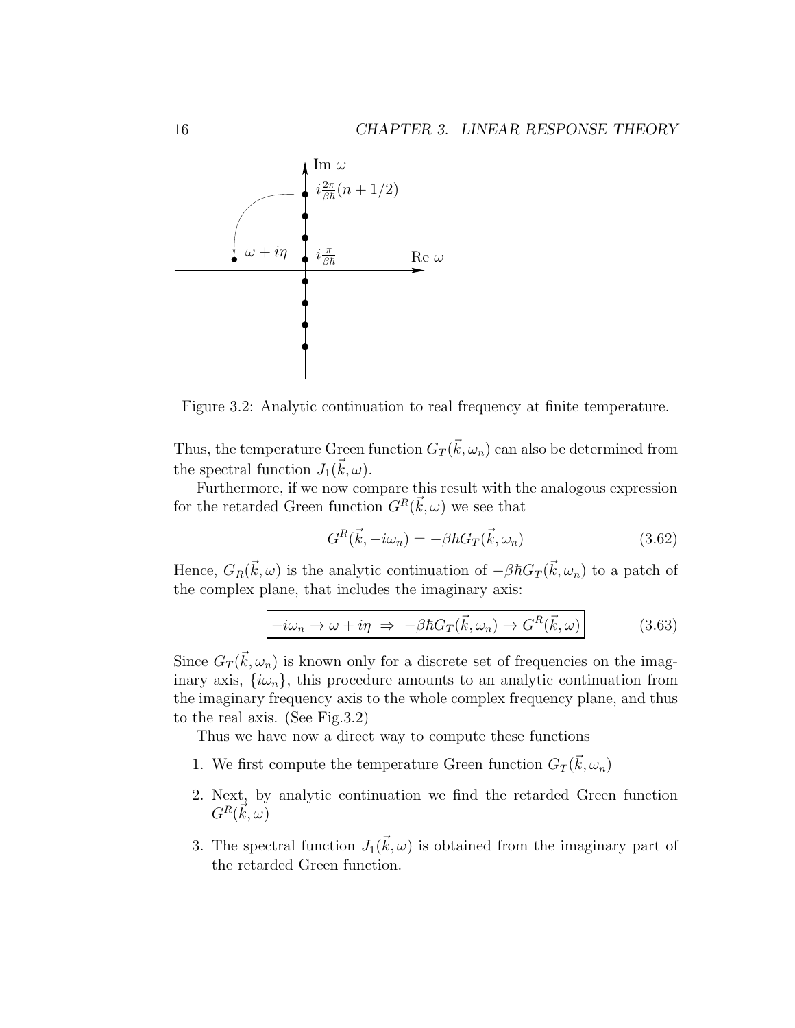Figure 3.2: Analytic continuation to real frequency at finite temperature.

Thus, the temperature Green function $G_T(\vec{k}, \omega_n)$ can also be determined from the spectral function $J_1(\vec{k}, \omega)$.

Furthermore, if we now compare this result with the analogous expression for the retarded Green function $G^R(\vec{k}, \omega)$ we see that

$$G^R(\vec{k}, -i\omega_n) = -\beta\hbar G_T(\vec{k}, \omega_n) \tag{3.62}$$

Hence, $G_R(\vec{k}, \omega)$ is the analytic continuation of $-\beta\hbar G_T(\vec{k}, \omega_n)$ to a patch of the complex plane, that includes the imaginary axis:

$$\boxed{-i\omega_n \to \omega + i\eta \;\Rightarrow\; -\beta\hbar G_T(\vec{k}, \omega_n) \to G^R(\vec{k}, \omega)} \tag{3.63}$$

Since $G_T(\vec{k}, \omega_n)$ is known only for a discrete set of frequencies on the imaginary axis, $\{i\omega_n\}$, this procedure amounts to an analytic continuation from the imaginary frequency axis to the whole complex frequency plane, and thus to the real axis. (See Fig.3.2)

Thus we have now a direct way to compute these functions

1. We first compute the temperature Green function $G_T(\vec{k}, \omega_n)$
2. Next, by analytic continuation we find the retarded Green function $G^R(\vec{k}, \omega)$
3. The spectral function $J_1(\vec{k}, \omega)$ is obtained from the imaginary part of the retarded Green function.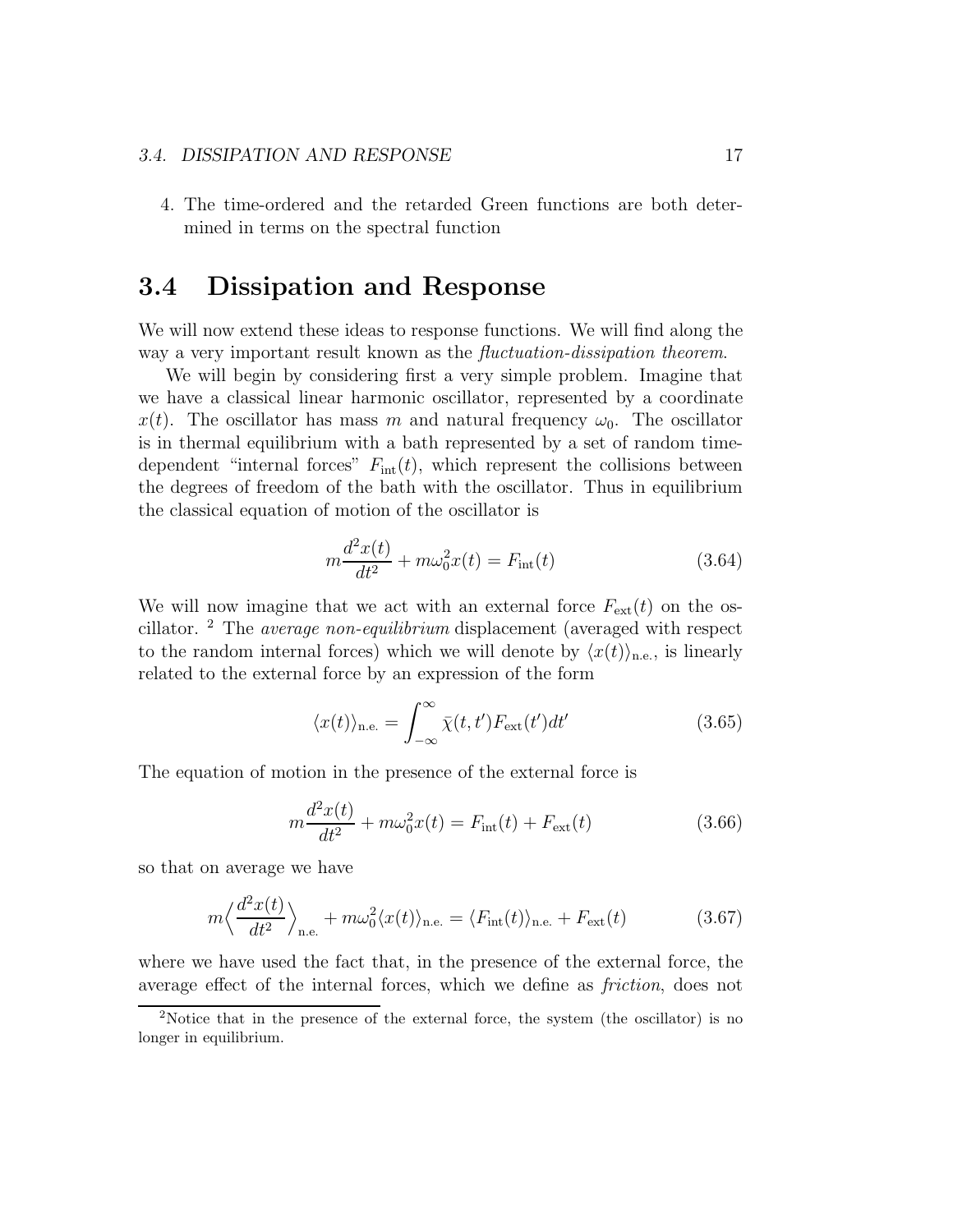4. The time-ordered and the retarded Green functions are both determined in terms on the spectral function

## 3.4 Dissipation and Response

We will now extend these ideas to response functions. We will find along the way a very important result known as the *fluctuation-dissipation theorem*.

We will begin by considering first a very simple problem. Imagine that we have a classical linear harmonic oscillator, represented by a coordinate $x(t)$. The oscillator has mass $m$ and natural frequency $\omega_0$. The oscillator is in thermal equilibrium with a bath represented by a set of random time-dependent "internal forces" $F_{\rm int}(t)$, which represent the collisions between the degrees of freedom of the bath with the oscillator. Thus in equilibrium the classical equation of motion of the oscillator is

$$m\frac{d^2x(t)}{dt^2} + m\omega_0^2 x(t) = F_{\rm int}(t) \tag{3.64}$$

We will now imagine that we act with an external force $F_{\rm ext}(t)$ on the oscillator. [2] The *average non-equilibrium* displacement (averaged with respect to the random internal forces) which we will denote by $\langle x(t)\rangle_{\rm n.e.}$, is linearly related to the external force by an expression of the form

$$\langle x(t)\rangle_{\rm n.e.} = \int_{-\infty}^{\infty} \bar{\chi}(t,t') F_{\rm ext}(t') dt' \tag{3.65}$$

The equation of motion in the presence of the external force is

$$m\frac{d^2x(t)}{dt^2} + m\omega_0^2 x(t) = F_{\rm int}(t) + F_{\rm ext}(t) \tag{3.66}$$

so that on average we have

$$m\Big\langle \frac{d^2x(t)}{dt^2}\Big\rangle_{\rm n.e.} + m\omega_0^2 \langle x(t)\rangle_{\rm n.e.} = \langle F_{\rm int}(t)\rangle_{\rm n.e.} + F_{\rm ext}(t) \tag{3.67}$$

where we have used the fact that, in the presence of the external force, the average effect of the internal forces, which we define as *friction*, does not

[2] Notice that in the presence of the external force, the system (the oscillator) is no longer in equilibrium.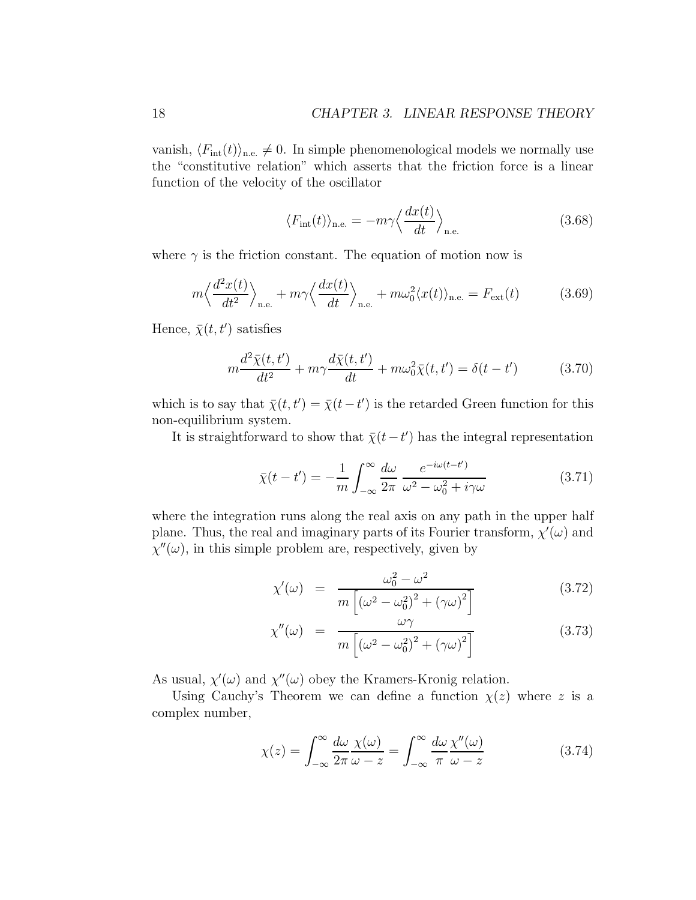vanish, $\langle F_{\text{int}}(t)\rangle_{\text{n.e.}} \neq 0$. In simple phenomenological models we normally use the "constitutive relation" which asserts that the friction force is a linear function of the velocity of the oscillator

$$\langle F_{\text{int}}(t)\rangle_{\text{n.e.}} = -m\gamma\Big\langle \frac{dx(t)}{dt}\Big\rangle_{\text{n.e.}} \tag{3.68}$$

where $\gamma$ is the friction constant. The equation of motion now is

$$m\Big\langle \frac{d^2x(t)}{dt^2}\Big\rangle_{\text{n.e.}} + m\gamma\Big\langle \frac{dx(t)}{dt}\Big\rangle_{\text{n.e.}} + m\omega_0^2\langle x(t)\rangle_{\text{n.e.}} = F_{\text{ext}}(t) \tag{3.69}$$

Hence, $\bar{\chi}(t,t')$ satisfies

$$m\frac{d^2\bar{\chi}(t,t')}{dt^2} + m\gamma\frac{d\bar{\chi}(t,t')}{dt} + m\omega_0^2\bar{\chi}(t,t') = \delta(t-t') \tag{3.70}$$

which is to say that $\bar{\chi}(t,t') = \bar{\chi}(t-t')$ is the retarded Green function for this non-equilibrium system.

It is straightforward to show that $\bar{\chi}(t-t')$ has the integral representation

$$\bar{\chi}(t-t') = -\frac{1}{m}\int_{-\infty}^{\infty}\frac{d\omega}{2\pi}\,\frac{e^{-i\omega(t-t')}}{\omega^2-\omega_0^2+i\gamma\omega} \tag{3.71}$$

where the integration runs along the real axis on any path in the upper half plane. Thus, the real and imaginary parts of its Fourier transform, $\chi'(\omega)$ and $\chi''(\omega)$, in this simple problem are, respectively, given by

$$\chi'(\omega) = \frac{\omega_0^2-\omega^2}{m\left[\left(\omega^2-\omega_0^2\right)^2+\left(\gamma\omega\right)^2\right]} \tag{3.72}$$

$$\chi''(\omega) = \frac{\omega\gamma}{m\left[\left(\omega^2-\omega_0^2\right)^2+\left(\gamma\omega\right)^2\right]} \tag{3.73}$$

As usual, $\chi'(\omega)$ and $\chi''(\omega)$ obey the Kramers-Kronig relation.

Using Cauchy's Theorem we can define a function $\chi(z)$ where $z$ is a complex number,

$$\chi(z) = \int_{-\infty}^{\infty}\frac{d\omega}{2\pi}\frac{\chi(\omega)}{\omega-z} = \int_{-\infty}^{\infty}\frac{d\omega}{\pi}\frac{\chi''(\omega)}{\omega-z} \tag{3.74}$$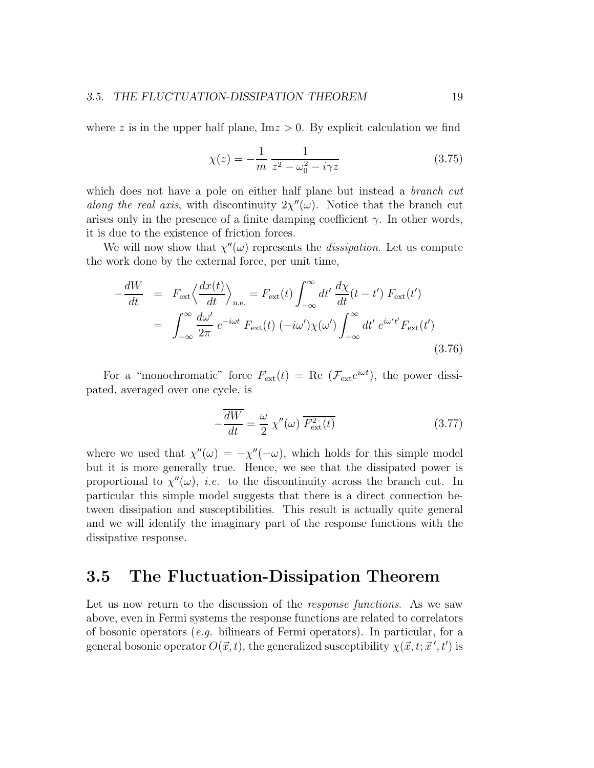where $z$ is in the upper half plane, $\text{Im}z > 0$. By explicit calculation we find

$$\chi(z) = -\frac{1}{m} \frac{1}{z^2 - \omega_0^2 - i\gamma z} \tag{3.75}$$

which does not have a pole on either half plane but instead a *branch cut along the real axis*, with discontinuity $2\chi''(\omega)$. Notice that the branch cut arises only in the presence of a finite damping coefficient $\gamma$. In other words, it is due to the existence of friction forces.

We will now show that $\chi''(\omega)$ represents the *dissipation*. Let us compute the work done by the external force, per unit time,

$$\begin{aligned} -\frac{dW}{dt} &= F_{\text{ext}} \Big\langle \frac{dx(t)}{dt} \Big\rangle_{\text{n.e.}} = F_{\text{ext}}(t) \int_{-\infty}^{\infty} dt' \; \frac{d\chi}{dt}(t-t') \; F_{\text{ext}}(t') \\ &= \int_{-\infty}^{\infty} \frac{d\omega'}{2\pi} \; e^{-i\omega t} \; F_{\text{ext}}(t) \; (-i\omega')\chi(\omega') \int_{-\infty}^{\infty} dt' \; e^{i\omega' t'} F_{\text{ext}}(t') \end{aligned} \tag{3.76}$$

For a "monochromatic" force $F_{\text{ext}}(t) = \text{Re} \; (\mathcal{F}_{\text{ext}} e^{i\omega t})$, the power dissipated, averaged over one cycle, is

$$-\overline{\frac{dW}{dt}} = \frac{\omega}{2} \; \chi''(\omega) \; \overline{F_{\text{ext}}^2(t)} \tag{3.77}$$

where we used that $\chi''(\omega) = -\chi''(-\omega)$, which holds for this simple model but it is more generally true. Hence, we see that the dissipated power is proportional to $\chi''(\omega)$, *i.e.* to the discontinuity across the branch cut. In particular this simple model suggests that there is a direct connection between dissipation and susceptibilities. This result is actually quite general and we will identify the imaginary part of the response functions with the dissipative response.

## 3.5 The Fluctuation-Dissipation Theorem

Let us now return to the discussion of the *response functions*. As we saw above, even in Fermi systems the response functions are related to correlators of bosonic operators (*e.g.* bilinears of Fermi operators). In particular, for a general bosonic operator $O(\vec{x}, t)$, the generalized susceptibility $\chi(\vec{x}, t; \vec{x}\,', t')$ is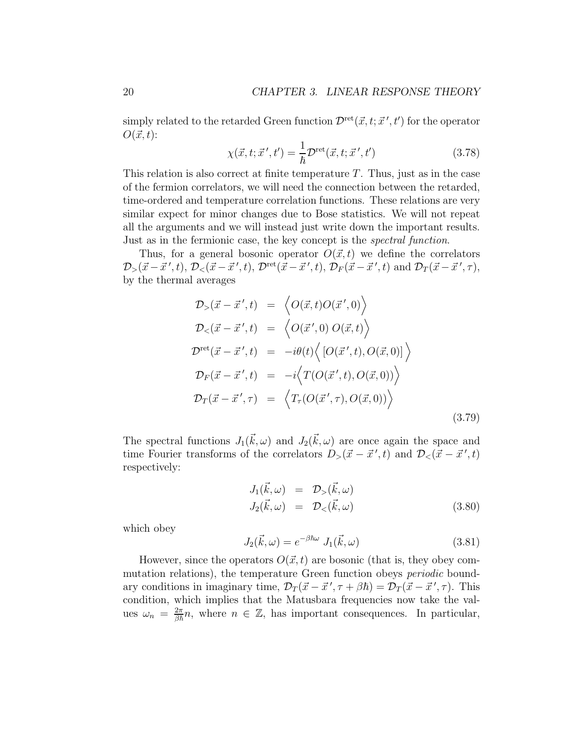simply related to the retarded Green function $\mathcal{D}^{\text{ret}}(\vec{x}, t; \vec{x}\,', t')$ for the operator $O(\vec{x}, t)$:

$$\chi(\vec{x}, t; \vec{x}\,', t') = \frac{1}{\hbar} \mathcal{D}^{\text{ret}}(\vec{x}, t; \vec{x}\,', t') \tag{3.78}$$

This relation is also correct at finite temperature $T$. Thus, just as in the case of the fermion correlators, we will need the connection between the retarded, time-ordered and temperature correlation functions. These relations are very similar expect for minor changes due to Bose statistics. We will not repeat all the arguments and we will instead just write down the important results. Just as in the fermionic case, the key concept is the *spectral function*.

Thus, for a general bosonic operator $O(\vec{x}, t)$ we define the correlators $\mathcal{D}_>(\vec{x} - \vec{x}\,', t)$, $\mathcal{D}_<(\vec{x} - \vec{x}\,', t)$, $\mathcal{D}^{\text{ret}}(\vec{x} - \vec{x}\,', t)$, $\mathcal{D}_F(\vec{x} - \vec{x}\,', t)$ and $\mathcal{D}_T(\vec{x} - \vec{x}\,', \tau)$, by the thermal averages

$$\begin{aligned}
\mathcal{D}_>(\vec{x} - \vec{x}\,', t) &= \Big\langle O(\vec{x}, t) O(\vec{x}\,', 0) \Big\rangle \\
\mathcal{D}_<(\vec{x} - \vec{x}\,', t) &= \Big\langle O(\vec{x}\,', 0)\, O(\vec{x}, t) \Big\rangle \\
\mathcal{D}^{\text{ret}}(\vec{x} - \vec{x}\,', t) &= -i\theta(t) \Big\langle \left[ O(\vec{x}\,', t), O(\vec{x}, 0) \right] \Big\rangle \\
\mathcal{D}_F(\vec{x} - \vec{x}\,', t) &= -i \Big\langle T(O(\vec{x}\,', t), O(\vec{x}, 0)) \Big\rangle \\
\mathcal{D}_T(\vec{x} - \vec{x}\,', \tau) &= \Big\langle T_\tau(O(\vec{x}\,', \tau), O(\vec{x}, 0)) \Big\rangle
\end{aligned} \tag{3.79}$$

The spectral functions $J_1(\vec{k}, \omega)$ and $J_2(\vec{k}, \omega)$ are once again the space and time Fourier transforms of the correlators $D_>(\vec{x} - \vec{x}\,', t)$ and $\mathcal{D}_<(\vec{x} - \vec{x}\,', t)$ respectively:

$$\begin{aligned}
J_1(\vec{k}, \omega) &= \mathcal{D}_>(\vec{k}, \omega) \\
J_2(\vec{k}, \omega) &= \mathcal{D}_<(\vec{k}, \omega)
\end{aligned} \tag{3.80}$$

which obey

$$J_2(\vec{k}, \omega) = e^{-\beta\hbar\omega}\, J_1(\vec{k}, \omega) \tag{3.81}$$

However, since the operators $O(\vec{x}, t)$ are bosonic (that is, they obey commutation relations), the temperature Green function obeys *periodic* boundary conditions in imaginary time, $\mathcal{D}_T(\vec{x} - \vec{x}\,', \tau + \beta\hbar) = \mathcal{D}_T(\vec{x} - \vec{x}\,', \tau)$. This condition, which implies that the Matusbara frequencies now take the values $\omega_n = \frac{2\pi}{\beta\hbar} n$, where $n \in \mathbb{Z}$, has important consequences. In particular,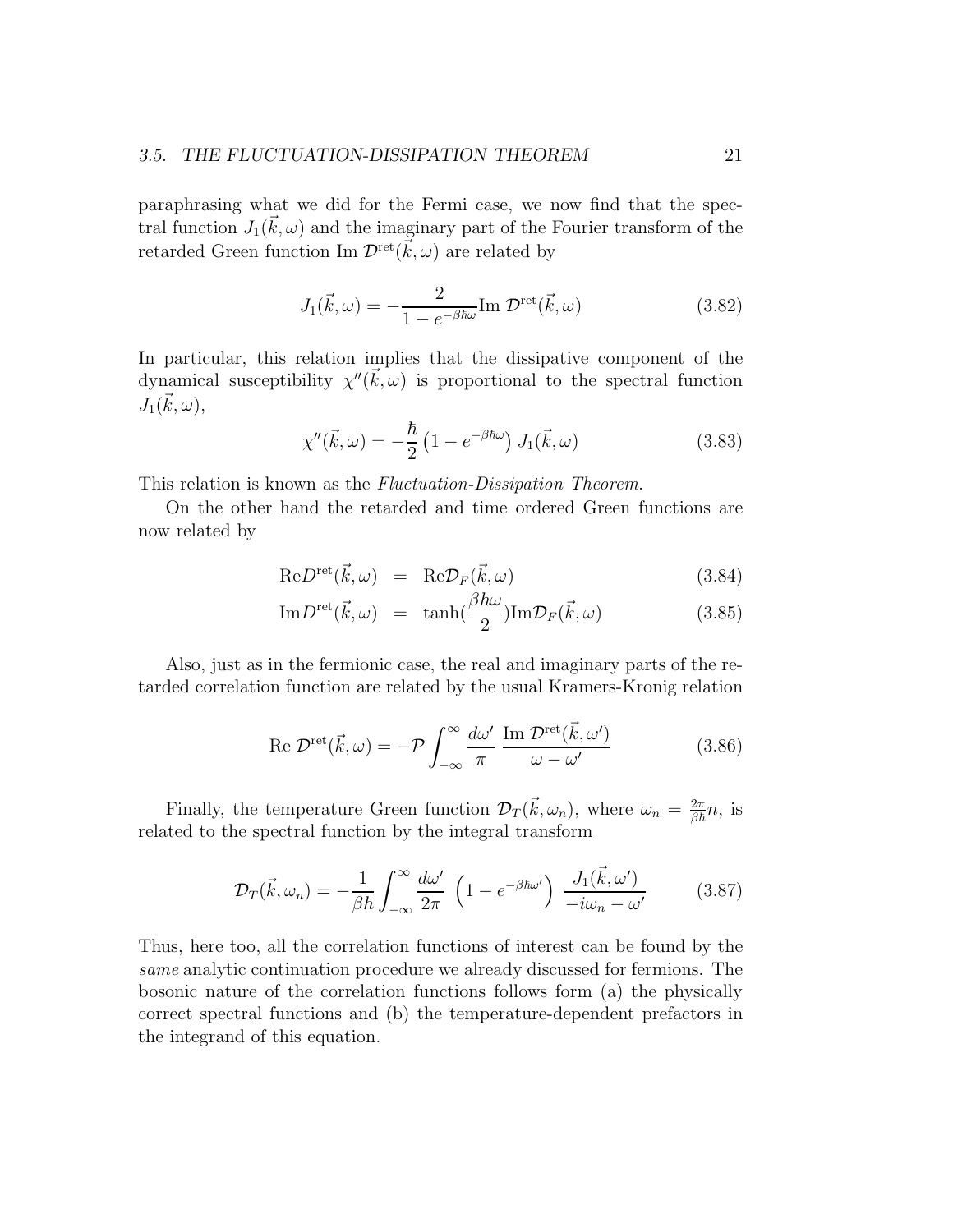paraphrasing what we did for the Fermi case, we now find that the spectral function $J_1(\vec{k}, \omega)$ and the imaginary part of the Fourier transform of the retarded Green function Im $\mathcal{D}^{\text{ret}}(\vec{k}, \omega)$ are related by

$$J_1(\vec{k}, \omega) = -\frac{2}{1 - e^{-\beta\hbar\omega}} \text{Im } \mathcal{D}^{\text{ret}}(\vec{k}, \omega) \tag{3.82}$$

In particular, this relation implies that the dissipative component of the dynamical susceptibility $\chi''(\vec{k}, \omega)$ is proportional to the spectral function $J_1(\vec{k}, \omega)$,

$$\chi''(\vec{k}, \omega) = -\frac{\hbar}{2} \left(1 - e^{-\beta\hbar\omega}\right) J_1(\vec{k}, \omega) \tag{3.83}$$

This relation is known as the *Fluctuation-Dissipation Theorem*.

On the other hand the retarded and time ordered Green functions are now related by

$$\text{Re}D^{\text{ret}}(\vec{k}, \omega) = \text{Re}\mathcal{D}_F(\vec{k}, \omega) \tag{3.84}$$

$$\text{Im}D^{\text{ret}}(\vec{k}, \omega) = \tanh(\frac{\beta\hbar\omega}{2}) \text{Im}\mathcal{D}_F(\vec{k}, \omega) \tag{3.85}$$

Also, just as in the fermionic case, the real and imaginary parts of the retarded correlation function are related by the usual Kramers-Kronig relation

$$\text{Re } \mathcal{D}^{\text{ret}}(\vec{k}, \omega) = -\mathcal{P} \int_{-\infty}^{\infty} \frac{d\omega'}{\pi} \; \frac{\text{Im } \mathcal{D}^{\text{ret}}(\vec{k}, \omega')}{\omega - \omega'} \tag{3.86}$$

Finally, the temperature Green function $\mathcal{D}_T(\vec{k}, \omega_n)$, where $\omega_n = \frac{2\pi}{\beta\hbar} n$, is related to the spectral function by the integral transform

$$\mathcal{D}_T(\vec{k}, \omega_n) = -\frac{1}{\beta\hbar} \int_{-\infty}^{\infty} \frac{d\omega'}{2\pi} \; \left(1 - e^{-\beta\hbar\omega'}\right) \; \frac{J_1(\vec{k}, \omega')}{-i\omega_n - \omega'} \tag{3.87}$$

Thus, here too, all the correlation functions of interest can be found by the *same* analytic continuation procedure we already discussed for fermions. The bosonic nature of the correlation functions follows form (a) the physically correct spectral functions and (b) the temperature-dependent prefactors in the integrand of this equation.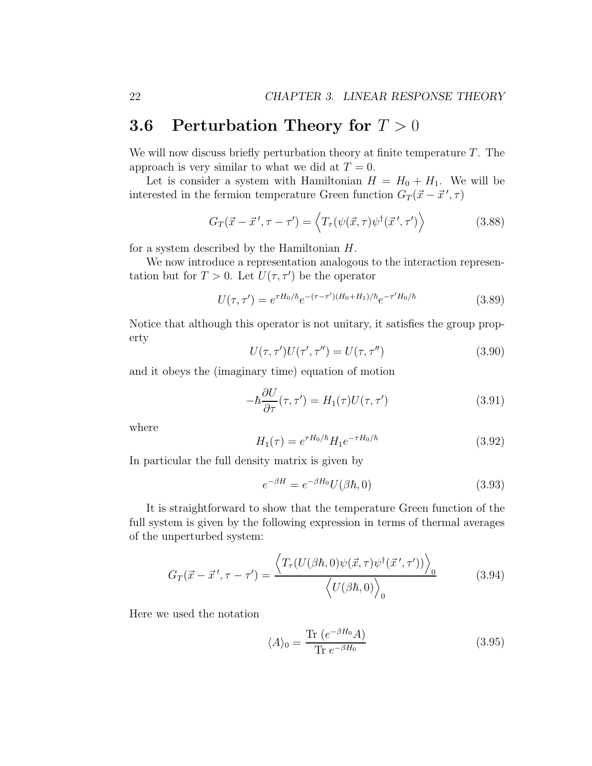## 3.6 Perturbation Theory for $T > 0$

We will now discuss briefly perturbation theory at finite temperature $T$. The approach is very similar to what we did at $T = 0$.

Let is consider a system with Hamiltonian $H = H_0 + H_1$. We will be interested in the fermion temperature Green function $G_T(\vec{x} - \vec{x}\,', \tau)$

$$G_T(\vec{x} - \vec{x}\,', \tau - \tau') = \left\langle T_\tau(\psi(\vec{x}, \tau)\psi^\dagger(\vec{x}\,', \tau')\right\rangle \tag{3.88}$$

for a system described by the Hamiltonian $H$.

We now introduce a representation analogous to the interaction representation but for $T > 0$. Let $U(\tau, \tau')$ be the operator

$$U(\tau, \tau') = e^{\tau H_0/\hbar} e^{-(\tau-\tau')(H_0+H_1)/\hbar} e^{-\tau' H_0/\hbar} \tag{3.89}$$

Notice that although this operator is not unitary, it satisfies the group property

$$U(\tau, \tau')U(\tau', \tau'') = U(\tau, \tau'') \tag{3.90}$$

and it obeys the (imaginary time) equation of motion

$$-\hbar \frac{\partial U}{\partial \tau}(\tau, \tau') = H_1(\tau)U(\tau, \tau') \tag{3.91}$$

where

$$H_1(\tau) = e^{\tau H_0/\hbar} H_1 e^{-\tau H_0/\hbar} \tag{3.92}$$

In particular the full density matrix is given by

$$e^{-\beta H} = e^{-\beta H_0} U(\beta\hbar, 0) \tag{3.93}$$

It is straightforward to show that the temperature Green function of the full system is given by the following expression in terms of thermal averages of the unperturbed system:

$$G_T(\vec{x} - \vec{x}\,', \tau - \tau') = \frac{\left\langle T_\tau(U(\beta\hbar, 0)\psi(\vec{x}, \tau)\psi^\dagger(\vec{x}\,', \tau'))\right\rangle_0}{\left\langle U(\beta\hbar, 0)\right\rangle_0} \tag{3.94}$$

Here we used the notation

$$\langle A \rangle_0 = \frac{\text{Tr}\ (e^{-\beta H_0} A)}{\text{Tr}\ e^{-\beta H_0}} \tag{3.95}$$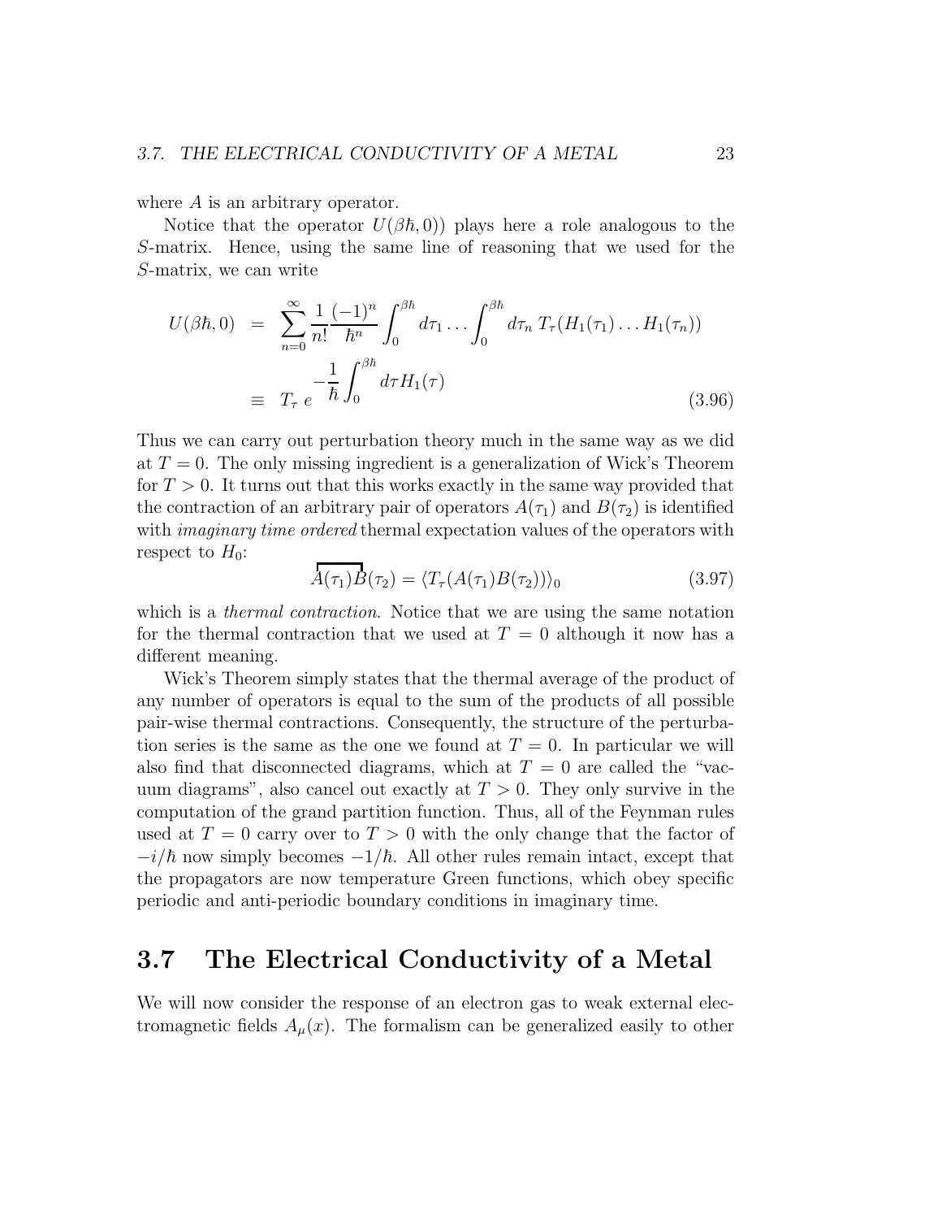where $A$ is an arbitrary operator.

Notice that the operator $U(\beta\hbar, 0))$ plays here a role analogous to the $S$-matrix. Hence, using the same line of reasoning that we used for the $S$-matrix, we can write

$$
\begin{aligned}
U(\beta\hbar, 0) &= \sum_{n=0}^{\infty} \frac{1}{n!} \frac{(-1)^n}{\hbar^n} \int_0^{\beta\hbar} d\tau_1 \ldots \int_0^{\beta\hbar} d\tau_n \; T_\tau (H_1(\tau_1) \ldots H_1(\tau_n)) \\
&\equiv T_\tau \; e^{-\frac{1}{\hbar} \int_0^{\beta\hbar} d\tau H_1(\tau)}
\end{aligned}
\tag{3.96}
$$

Thus we can carry out perturbation theory much in the same way as we did at $T = 0$. The only missing ingredient is a generalization of Wick's Theorem for $T > 0$. It turns out that this works exactly in the same way provided that the contraction of an arbitrary pair of operators $A(\tau_1)$ and $B(\tau_2)$ is identified with *imaginary time ordered* thermal expectation values of the operators with respect to $H_0$:

$$
\overbrace{A(\tau_1) B}(\tau_2) = \langle T_\tau (A(\tau_1) B(\tau_2)) \rangle_0 \tag{3.97}
$$

which is a *thermal contraction*. Notice that we are using the same notation for the thermal contraction that we used at $T = 0$ although it now has a different meaning.

Wick's Theorem simply states that the thermal average of the product of any number of operators is equal to the sum of the products of all possible pair-wise thermal contractions. Consequently, the structure of the perturbation series is the same as the one we found at $T = 0$. In particular we will also find that disconnected diagrams, which at $T = 0$ are called the "vacuum diagrams", also cancel out exactly at $T > 0$. They only survive in the computation of the grand partition function. Thus, all of the Feynman rules used at $T = 0$ carry over to $T > 0$ with the only change that the factor of $-i/\hbar$ now simply becomes $-1/\hbar$. All other rules remain intact, except that the propagators are now temperature Green functions, which obey specific periodic and anti-periodic boundary conditions in imaginary time.

## 3.7 The Electrical Conductivity of a Metal

We will now consider the response of an electron gas to weak external electromagnetic fields $A_\mu(x)$. The formalism can be generalized easily to other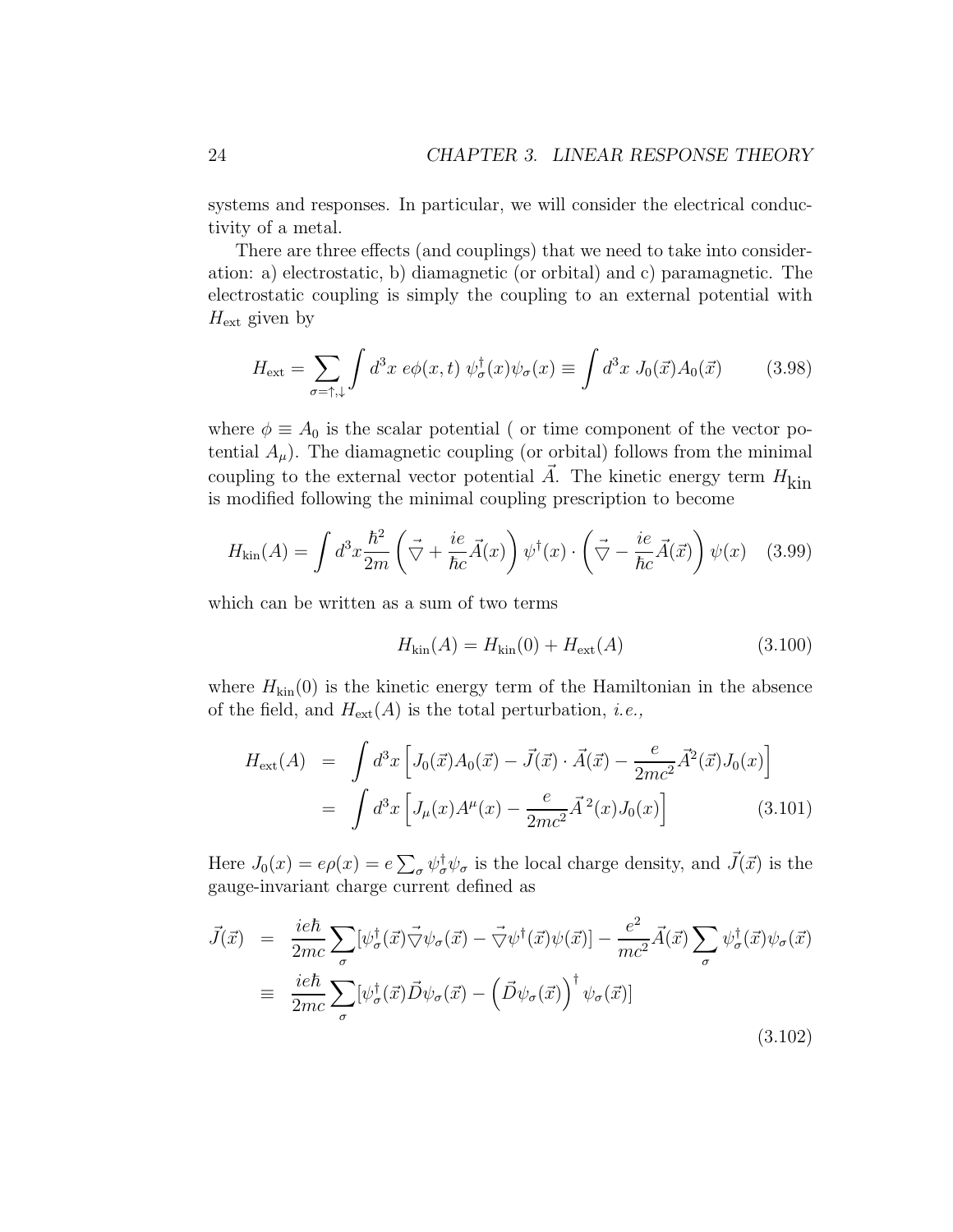systems and responses. In particular, we will consider the electrical conductivity of a metal.

There are three effects (and couplings) that we need to take into consideration: a) electrostatic, b) diamagnetic (or orbital) and c) paramagnetic. The electrostatic coupling is simply the coupling to an external potential with $H_{\text{ext}}$ given by

$$H_{\text{ext}} = \sum_{\sigma=\uparrow,\downarrow} \int d^3x \; e\phi(x,t) \; \psi_\sigma^\dagger(x)\psi_\sigma(x) \equiv \int d^3x \; J_0(\vec{x}) A_0(\vec{x}) \tag{3.98}$$

where $\phi \equiv A_0$ is the scalar potential ( or time component of the vector potential $A_\mu$). The diamagnetic coupling (or orbital) follows from the minimal coupling to the external vector potential $\vec{A}$. The kinetic energy term $H_{\text{kin}}$ is modified following the minimal coupling prescription to become

$$H_{\text{kin}}(A) = \int d^3x \frac{\hbar^2}{2m} \left( \vec{\bigtriangledown} + \frac{ie}{\hbar c} \vec{A}(x) \right) \psi^\dagger(x) \cdot \left( \vec{\bigtriangledown} - \frac{ie}{\hbar c} \vec{A}(\vec{x}) \right) \psi(x) \tag{3.99}$$

which can be written as a sum of two terms

$$H_{\text{kin}}(A) = H_{\text{kin}}(0) + H_{\text{ext}}(A) \tag{3.100}$$

where $H_{\text{kin}}(0)$ is the kinetic energy term of the Hamiltonian in the absence of the field, and $H_{\text{ext}}(A)$ is the total perturbation, *i.e.,*

$$\begin{aligned} H_{\text{ext}}(A) &= \int d^3x \left[ J_0(\vec{x}) A_0(\vec{x}) - \vec{J}(\vec{x}) \cdot \vec{A}(\vec{x}) - \frac{e}{2mc^2} \vec{A}^2(\vec{x}) J_0(x) \right] \\ &= \int d^3x \left[ J_\mu(x) A^\mu(x) - \frac{e}{2mc^2} \vec{A}^{\,2}(x) J_0(x) \right] \end{aligned} \tag{3.101}$$

Here $J_0(x) = e\rho(x) = e \sum_\sigma \psi_\sigma^\dagger \psi_\sigma$ is the local charge density, and $\vec{J}(\vec{x})$ is the gauge-invariant charge current defined as

$$\begin{aligned} \vec{J}(\vec{x}) &= \frac{ie\hbar}{2mc} \sum_\sigma [\psi_\sigma^\dagger(\vec{x}) \vec{\bigtriangledown} \psi_\sigma(\vec{x}) - \vec{\bigtriangledown} \psi^\dagger(\vec{x}) \psi(\vec{x})] - \frac{e^2}{mc^2} \vec{A}(\vec{x}) \sum_\sigma \psi_\sigma^\dagger(\vec{x}) \psi_\sigma(\vec{x}) \\ &\equiv \frac{ie\hbar}{2mc} \sum_\sigma [\psi_\sigma^\dagger(\vec{x}) \vec{D} \psi_\sigma(\vec{x}) - \left( \vec{D} \psi_\sigma(\vec{x}) \right)^\dagger \psi_\sigma(\vec{x})] \end{aligned} \tag{3.102}$$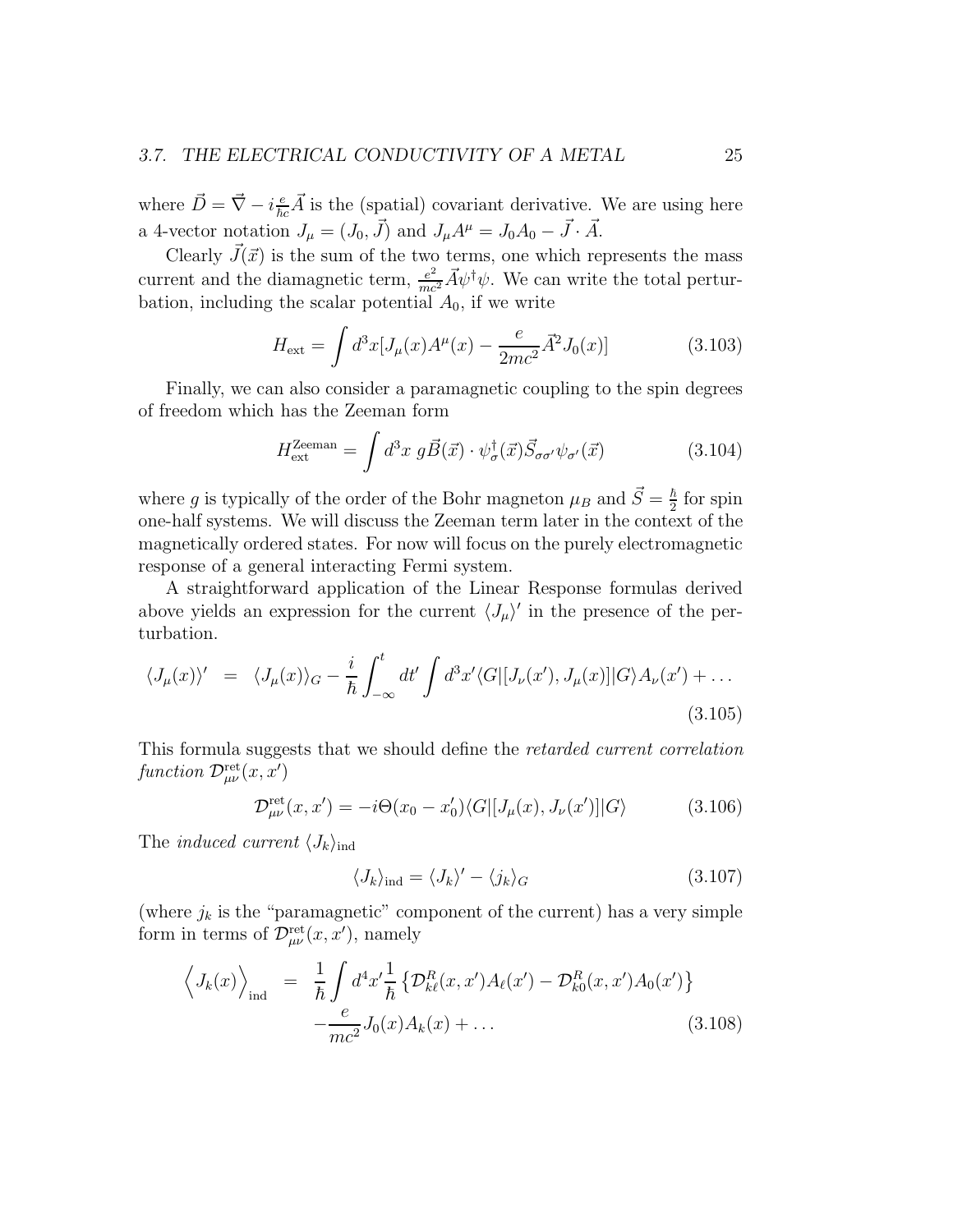where $\vec{D} = \vec{\nabla} - i\frac{e}{\hbar c}\vec{A}$ is the (spatial) covariant derivative. We are using here a 4-vector notation $J_\mu = (J_0, \vec{J})$ and $J_\mu A^\mu = J_0 A_0 - \vec{J} \cdot \vec{A}$.

Clearly $\vec{J}(\vec{x})$ is the sum of the two terms, one which represents the mass current and the diamagnetic term, $\frac{e^2}{mc^2}\vec{A}\psi^\dagger\psi$. We can write the total perturbation, including the scalar potential $A_0$, if we write

$$H_{\text{ext}} = \int d^3x [J_\mu(x) A^\mu(x) - \frac{e}{2mc^2}\vec{A}^2 J_0(x)] \tag{3.103}$$

Finally, we can also consider a paramagnetic coupling to the spin degrees of freedom which has the Zeeman form

$$H_{\text{ext}}^{\text{Zeeman}} = \int d^3x \; g\vec{B}(\vec{x}) \cdot \psi_\sigma^\dagger(\vec{x}) \vec{S}_{\sigma\sigma'} \psi_{\sigma'}(\vec{x}) \tag{3.104}$$

where $g$ is typically of the order of the Bohr magneton $\mu_B$ and $\vec{S} = \frac{\hbar}{2}$ for spin one-half systems. We will discuss the Zeeman term later in the context of the magnetically ordered states. For now will focus on the purely electromagnetic response of a general interacting Fermi system.

A straightforward application of the Linear Response formulas derived above yields an expression for the current $\langle J_\mu \rangle'$ in the presence of the perturbation.

$$\langle J_\mu(x) \rangle' = \langle J_\mu(x) \rangle_G - \frac{i}{\hbar}\int_{-\infty}^{t} dt' \int d^3x' \langle G|[J_\nu(x'), J_\mu(x)]|G\rangle A_\nu(x') + \ldots \tag{3.105}$$

This formula suggests that we should define the *retarded current correlation function* $\mathcal{D}_{\mu\nu}^{\text{ret}}(x, x')$

$$\mathcal{D}_{\mu\nu}^{\text{ret}}(x, x') = -i\Theta(x_0 - x_0')\langle G|[J_\mu(x), J_\nu(x')]|G\rangle \tag{3.106}$$

The *induced current* $\langle J_k \rangle_{\text{ind}}$

$$\langle J_k \rangle_{\text{ind}} = \langle J_k \rangle' - \langle j_k \rangle_G \tag{3.107}$$

(where $j_k$ is the "paramagnetic" component of the current) has a very simple form in terms of $\mathcal{D}_{\mu\nu}^{\text{ret}}(x, x')$, namely

$$\begin{aligned} \Big\langle J_k(x) \Big\rangle_{\text{ind}} &= \frac{1}{\hbar}\int d^4x' \frac{1}{\hbar} \left\{ \mathcal{D}_{k\ell}^R(x, x') A_\ell(x') - \mathcal{D}_{k0}^R(x, x') A_0(x') \right\} \\ &\quad - \frac{e}{mc^2} J_0(x) A_k(x) + \ldots \end{aligned} \tag{3.108}$$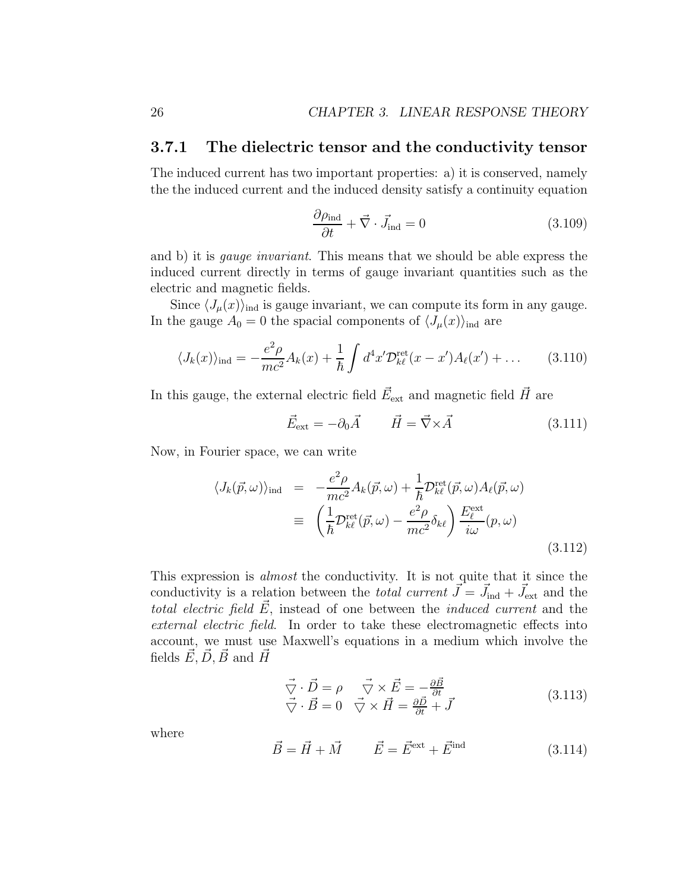### 3.7.1 The dielectric tensor and the conductivity tensor

The induced current has two important properties: a) it is conserved, namely the the induced current and the induced density satisfy a continuity equation

$$\frac{\partial \rho_{\text{ind}}}{\partial t} + \vec{\nabla} \cdot \vec{J}_{\text{ind}} = 0 \tag{3.109}$$

and b) it is *gauge invariant*. This means that we should be able express the induced current directly in terms of gauge invariant quantities such as the electric and magnetic fields.

Since $\langle J_\mu(x) \rangle_{\text{ind}}$ is gauge invariant, we can compute its form in any gauge. In the gauge $A_0 = 0$ the spacial components of $\langle J_\mu(x) \rangle_{\text{ind}}$ are

$$\langle J_k(x) \rangle_{\text{ind}} = -\frac{e^2 \rho}{mc^2} A_k(x) + \frac{1}{\hbar} \int d^4x' \mathcal{D}^{\text{ret}}_{k\ell}(x - x') A_\ell(x') + \ldots \tag{3.110}$$

In this gauge, the external electric field $\vec{E}_{\text{ext}}$ and magnetic field $\vec{H}$ are

$$\vec{E}_{\text{ext}} = -\partial_0 \vec{A} \qquad \vec{H} = \vec{\nabla} \times \vec{A} \tag{3.111}$$

Now, in Fourier space, we can write

$$\begin{aligned} \langle J_k(\vec{p}, \omega) \rangle_{\text{ind}} &= -\frac{e^2 \rho}{mc^2} A_k(\vec{p}, \omega) + \frac{1}{\hbar} \mathcal{D}^{\text{ret}}_{k\ell}(\vec{p}, \omega) A_\ell(\vec{p}, \omega) \\ &\equiv \left( \frac{1}{\hbar} \mathcal{D}^{\text{ret}}_{k\ell}(\vec{p}, \omega) - \frac{e^2 \rho}{mc^2} \delta_{k\ell} \right) \frac{E^{\text{ext}}_\ell}{i\omega}(p, \omega) \end{aligned} \tag{3.112}$$

This expression is *almost* the conductivity. It is not quite that it since the conductivity is a relation between the *total current* $\vec{J} = \vec{J}_{\text{ind}} + \vec{J}_{\text{ext}}$ and the *total electric field* $\vec{E}$, instead of one between the *induced current* and the *external electric field*. In order to take these electromagnetic effects into account, we must use Maxwell's equations in a medium which involve the fields $\vec{E}, \vec{D}, \vec{B}$ and $\vec{H}$

$$\begin{array}{ll} \vec{\nabla} \cdot \vec{D} = \rho & \vec{\nabla} \times \vec{E} = -\frac{\partial \vec{B}}{\partial t} \\ \vec{\nabla} \cdot \vec{B} = 0 & \vec{\nabla} \times \vec{H} = \frac{\partial \vec{D}}{\partial t} + \vec{J} \end{array} \tag{3.113}$$

where

$$\vec{B} = \vec{H} + \vec{M} \qquad \vec{E} = \vec{E}^{\text{ext}} + \vec{E}^{\text{ind}} \tag{3.114}$$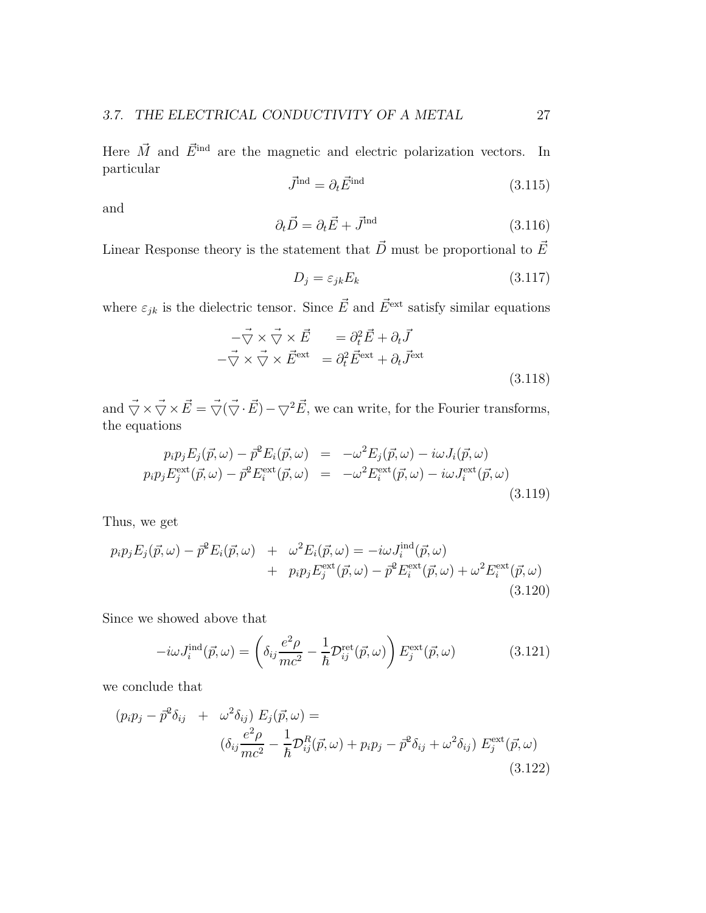Here $\vec{M}$ and $\vec{E}^{\rm ind}$ are the magnetic and electric polarization vectors. In particular

$$\vec{J}^{\rm ind} = \partial_t \vec{E}^{\rm ind} \tag{3.115}$$

and

$$\partial_t \vec{D} = \partial_t \vec{E} + \vec{J}^{\rm ind} \tag{3.116}$$

Linear Response theory is the statement that $\vec{D}$ must be proportional to $\vec{E}$

$$D_j = \varepsilon_{jk} E_k \tag{3.117}$$

where $\varepsilon_{jk}$ is the dielectric tensor. Since $\vec{E}$ and $\vec{E}^{\rm ext}$ satisfy similar equations

$$\begin{array}{rl} -\vec{\bigtriangledown} \times \vec{\bigtriangledown} \times \vec{E} & = \partial_t^2 \vec{E} + \partial_t \vec{J} \\ -\vec{\bigtriangledown} \times \vec{\bigtriangledown} \times \vec{E}^{\rm ext} & = \partial_t^2 \vec{E}^{\rm ext} + \partial_t \vec{J}^{\rm ext} \end{array} \tag{3.118}$$

and $\vec{\bigtriangledown} \times \vec{\bigtriangledown} \times \vec{E} = \vec{\bigtriangledown}(\vec{\bigtriangledown} \cdot \vec{E}) - \bigtriangledown^2 \vec{E}$, we can write, for the Fourier transforms, the equations

$$\begin{array}{rcl} p_i p_j E_j(\vec{p}, \omega) - \vec{p}^2 E_i(\vec{p}, \omega) & = & -\omega^2 E_j(\vec{p}, \omega) - i\omega J_i(\vec{p}, \omega) \\ p_i p_j E_j^{\rm ext}(\vec{p}, \omega) - \vec{p}^2 E_i^{\rm ext}(\vec{p}, \omega) & = & -\omega^2 E_i^{\rm ext}(\vec{p}, \omega) - i\omega J_i^{\rm ext}(\vec{p}, \omega) \end{array} \tag{3.119}$$

Thus, we get

$$\begin{array}{rcl} p_i p_j E_j(\vec{p}, \omega) - \vec{p}^2 E_i(\vec{p}, \omega) & + & \omega^2 E_i(\vec{p}, \omega) = -i\omega J_i^{\rm ind}(\vec{p}, \omega) \\ & + & p_i p_j E_j^{\rm ext}(\vec{p}, \omega) - \vec{p}^2 E_i^{\rm ext}(\vec{p}, \omega) + \omega^2 E_i^{\rm ext}(\vec{p}, \omega) \end{array} \tag{3.120}$$

Since we showed above that

$$-i\omega J_i^{\rm ind}(\vec{p}, \omega) = \left( \delta_{ij} \frac{e^2 \rho}{mc^2} - \frac{1}{\hbar} \mathcal{D}_{ij}^{\rm ret}(\vec{p}, \omega) \right) E_j^{\rm ext}(\vec{p}, \omega) \tag{3.121}$$

we conclude that

$$\begin{array}{rl} (p_i p_j - \vec{p}^2 \delta_{ij} & + \ \ \omega^2 \delta_{ij}) \ E_j(\vec{p}, \omega) = \\ & (\delta_{ij} \dfrac{e^2 \rho}{mc^2} - \dfrac{1}{\hbar} \mathcal{D}_{ij}^R(\vec{p}, \omega) + p_i p_j - \vec{p}^2 \delta_{ij} + \omega^2 \delta_{ij}) \ E_j^{\rm ext}(\vec{p}, \omega) \end{array} \tag{3.122}$$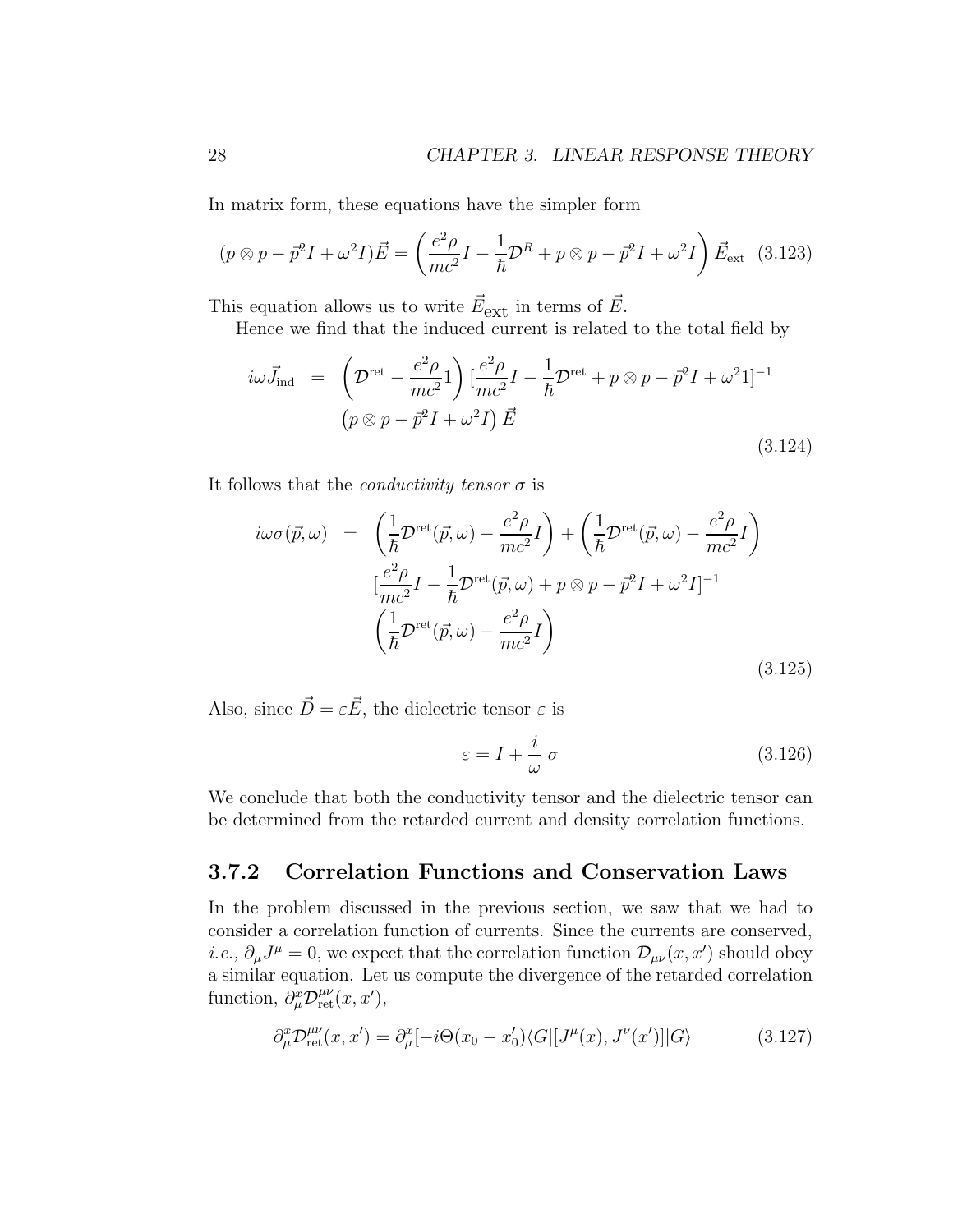In matrix form, these equations have the simpler form

$$(p \otimes p - \vec{p}^2 I + \omega^2 I)\vec{E} = \left( \frac{e^2 \rho}{mc^2} I - \frac{1}{\hbar} \mathcal{D}^R + p \otimes p - \vec{p}^2 I + \omega^2 I \right) \vec{E}_{\rm ext} \quad (3.123)$$

This equation allows us to write $\vec{E}_{\rm ext}$ in terms of $\vec{E}$.

Hence we find that the induced current is related to the total field by

$$\begin{aligned} i\omega \vec{J}_{\rm ind} &= \left( \mathcal{D}^{\rm ret} - \frac{e^2 \rho}{mc^2} 1 \right) [\frac{e^2 \rho}{mc^2} I - \frac{1}{\hbar} \mathcal{D}^{\rm ret} + p \otimes p - \vec{p}^2 I + \omega^2 1]^{-1} \\ & \quad \left( p \otimes p - \vec{p}^2 I + \omega^2 I \right) \vec{E} \end{aligned} \quad (3.124)$$

It follows that the *conductivity tensor* $\sigma$ is

$$\begin{aligned} i\omega \sigma(\vec{p}, \omega) &= \left( \frac{1}{\hbar} \mathcal{D}^{\rm ret}(\vec{p}, \omega) - \frac{e^2 \rho}{mc^2} I \right) + \left( \frac{1}{\hbar} \mathcal{D}^{\rm ret}(\vec{p}, \omega) - \frac{e^2 \rho}{mc^2} I \right) \\ & \quad [\frac{e^2 \rho}{mc^2} I - \frac{1}{\hbar} \mathcal{D}^{\rm ret}(\vec{p}, \omega) + p \otimes p - \vec{p}^2 I + \omega^2 I]^{-1} \\ & \quad \left( \frac{1}{\hbar} \mathcal{D}^{\rm ret}(\vec{p}, \omega) - \frac{e^2 \rho}{mc^2} I \right) \end{aligned} \quad (3.125)$$

Also, since $\vec{D} = \varepsilon \vec{E}$, the dielectric tensor $\varepsilon$ is

$$\varepsilon = I + \frac{i}{\omega} \, \sigma \quad (3.126)$$

We conclude that both the conductivity tensor and the dielectric tensor can be determined from the retarded current and density correlation functions.

### 3.7.2 Correlation Functions and Conservation Laws

In the problem discussed in the previous section, we saw that we had to consider a correlation function of currents. Since the currents are conserved, *i.e.,* $\partial_\mu J^\mu = 0$, we expect that the correlation function $\mathcal{D}_{\mu\nu}(x, x')$ should obey a similar equation. Let us compute the divergence of the retarded correlation function, $\partial^x_\mu \mathcal{D}^{\mu\nu}_{\rm ret}(x, x')$,

$$\partial^x_\mu \mathcal{D}^{\mu\nu}_{\rm ret}(x, x') = \partial^x_\mu [-i\Theta(x_0 - x'_0) \langle G | [J^\mu(x), J^\nu(x')] | G \rangle \quad (3.127)$$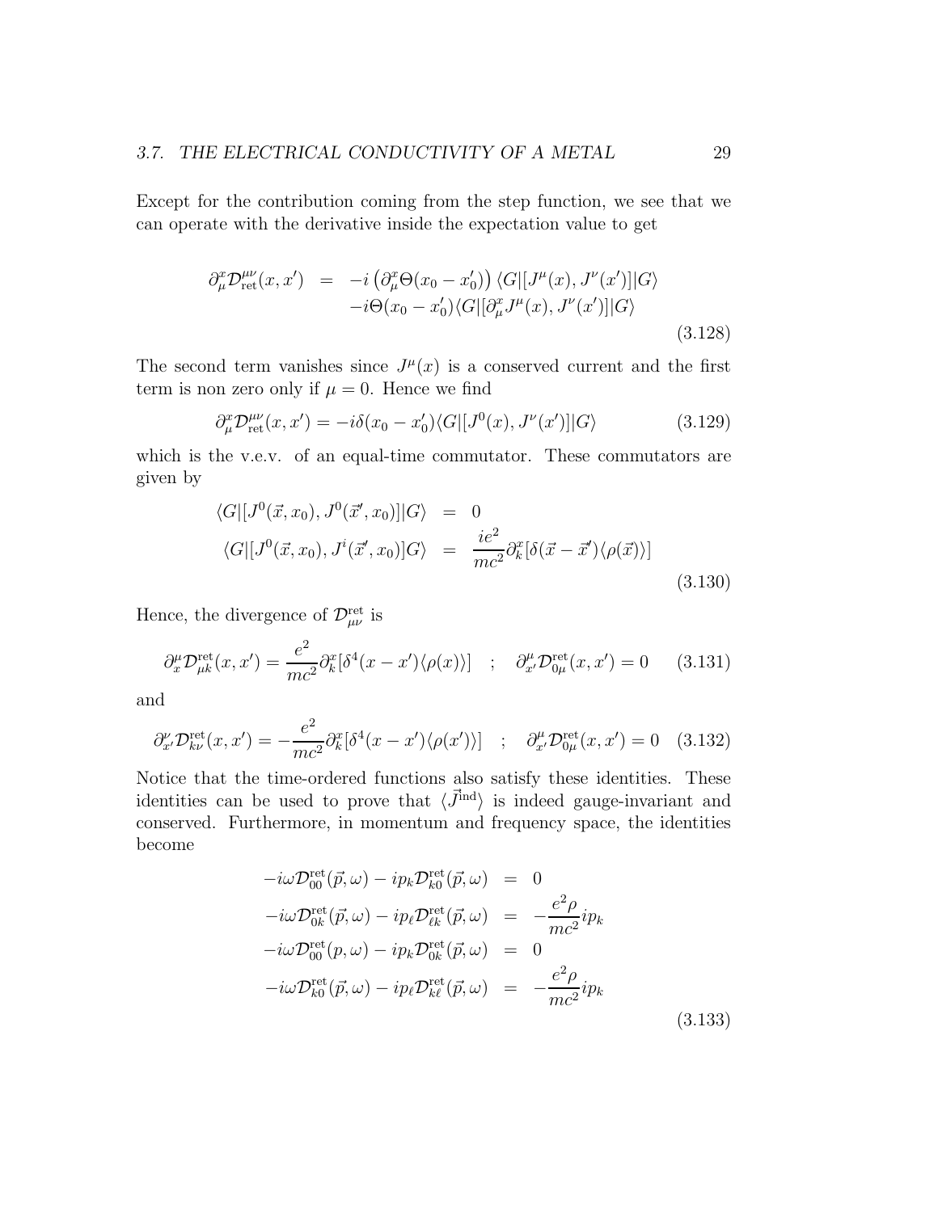Except for the contribution coming from the step function, we see that we can operate with the derivative inside the expectation value to get

$$
\begin{aligned}
\partial^x_\mu \mathcal{D}^{\mu\nu}_{\rm ret}(x,x') &= -i\left(\partial^x_\mu \Theta(x_0 - x_0')\right)\langle G|[J^\mu(x), J^\nu(x')]|G\rangle \\
&\quad -i\Theta(x_0 - x_0')\langle G|[\partial^x_\mu J^\mu(x), J^\nu(x')]|G\rangle
\end{aligned}
\tag{3.128}
$$

The second term vanishes since $J^\mu(x)$ is a conserved current and the first term is non zero only if $\mu = 0$. Hence we find

$$
\partial^x_\mu \mathcal{D}^{\mu\nu}_{\rm ret}(x,x') = -i\delta(x_0 - x_0')\langle G|[J^0(x), J^\nu(x')]|G\rangle \tag{3.129}
$$

which is the v.e.v. of an equal-time commutator. These commutators are given by

$$
\begin{aligned}
\langle G|[J^0(\vec{x},x_0), J^0(\vec{x}',x_0)]|G\rangle &= 0 \\
\langle G|[J^0(\vec{x},x_0), J^i(\vec{x}',x_0)]G\rangle &= \frac{ie^2}{mc^2}\partial^x_k[\delta(\vec{x}-\vec{x}')\langle\rho(\vec{x})\rangle]
\end{aligned}
\tag{3.130}
$$

Hence, the divergence of $\mathcal{D}^{\rm ret}_{\mu\nu}$ is

$$
\partial^\mu_x \mathcal{D}^{\rm ret}_{\mu k}(x,x') = \frac{e^2}{mc^2}\partial^x_k[\delta^4(x-x')\langle\rho(x)\rangle] \quad ; \quad \partial^\mu_{x'}\mathcal{D}^{\rm ret}_{0\mu}(x,x') = 0 \tag{3.131}
$$

and

$$
\partial^\nu_{x'} \mathcal{D}^{\rm ret}_{k\nu}(x,x') = -\frac{e^2}{mc^2}\partial^x_k[\delta^4(x-x')\langle\rho(x')\rangle] \quad ; \quad \partial^\mu_{x'}\mathcal{D}^{\rm ret}_{0\mu}(x,x') = 0 \tag{3.132}
$$

Notice that the time-ordered functions also satisfy these identities. These identities can be used to prove that $\langle \vec{J}^{\rm ind}\rangle$ is indeed gauge-invariant and conserved. Furthermore, in momentum and frequency space, the identities become

$$
\begin{aligned}
-i\omega\mathcal{D}^{\rm ret}_{00}(\vec{p},\omega) - ip_k\mathcal{D}^{\rm ret}_{k0}(\vec{p},\omega) &= 0 \\
-i\omega\mathcal{D}^{\rm ret}_{0k}(\vec{p},\omega) - ip_\ell\mathcal{D}^{\rm ret}_{\ell k}(\vec{p},\omega) &= -\frac{e^2\rho}{mc^2}ip_k \\
-i\omega\mathcal{D}^{\rm ret}_{00}(p,\omega) - ip_k\mathcal{D}^{\rm ret}_{0k}(\vec{p},\omega) &= 0 \\
-i\omega\mathcal{D}^{\rm ret}_{k0}(\vec{p},\omega) - ip_\ell\mathcal{D}^{\rm ret}_{k\ell}(\vec{p},\omega) &= -\frac{e^2\rho}{mc^2}ip_k
\end{aligned}
\tag{3.133}
$$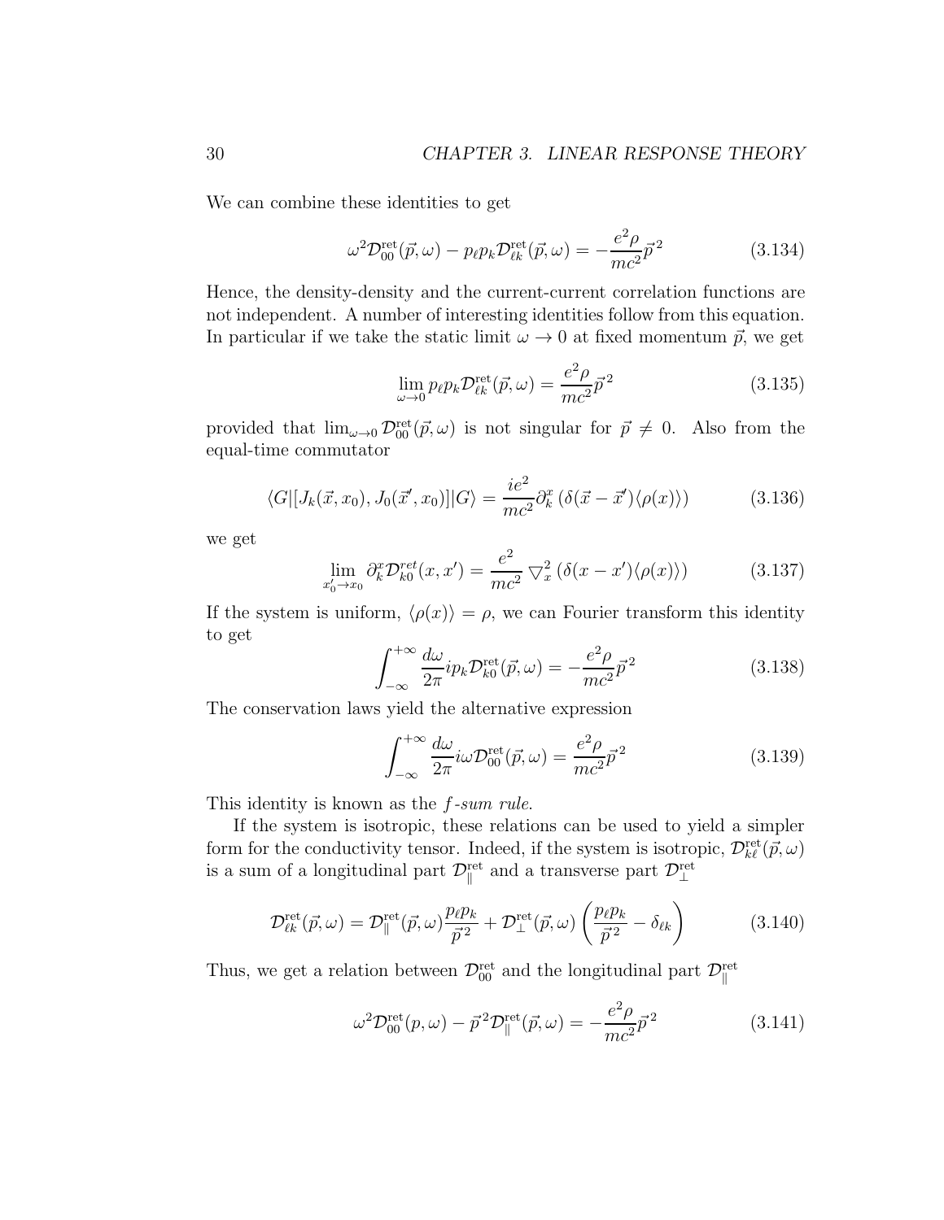We can combine these identities to get

$$\omega^2 \mathcal{D}_{00}^{\text{ret}}(\vec{p},\omega) - p_\ell p_k \mathcal{D}_{\ell k}^{\text{ret}}(\vec{p},\omega) = -\frac{e^2 \rho}{mc^2}\vec{p}^{\,2} \tag{3.134}$$

Hence, the density-density and the current-current correlation functions are not independent. A number of interesting identities follow from this equation. In particular if we take the static limit $\omega \to 0$ at fixed momentum $\vec{p}$, we get

$$\lim_{\omega\to 0} p_\ell p_k \mathcal{D}_{\ell k}^{\text{ret}}(\vec{p},\omega) = \frac{e^2\rho}{mc^2}\vec{p}^{\,2} \tag{3.135}$$

provided that $\lim_{\omega\to 0}\mathcal{D}_{00}^{\text{ret}}(\vec{p},\omega)$ is not singular for $\vec{p} \neq 0$. Also from the equal-time commutator

$$\langle G|[J_k(\vec{x},x_0), J_0(\vec{x}\,',x_0)]|G\rangle = \frac{ie^2}{mc^2}\partial_k^x\left(\delta(\vec{x}-\vec{x}\,')\langle\rho(x)\rangle\right) \tag{3.136}$$

we get

$$\lim_{x_0'\to x_0}\partial_k^x \mathcal{D}_{k0}^{ret}(x,x') = \frac{e^2}{mc^2}\,\bigtriangledown_x^2\left(\delta(x-x')\langle\rho(x)\rangle\right) \tag{3.137}$$

If the system is uniform, $\langle\rho(x)\rangle = \rho$, we can Fourier transform this identity to get

$$\int_{-\infty}^{+\infty}\frac{d\omega}{2\pi} ip_k \mathcal{D}_{k0}^{\text{ret}}(\vec{p},\omega) = -\frac{e^2\rho}{mc^2}\vec{p}^{\,2} \tag{3.138}$$

The conservation laws yield the alternative expression

$$\int_{-\infty}^{+\infty}\frac{d\omega}{2\pi} i\omega \mathcal{D}_{00}^{\text{ret}}(\vec{p},\omega) = \frac{e^2\rho}{mc^2}\vec{p}^{\,2} \tag{3.139}$$

This identity is known as the *f-sum rule*.

If the system is isotropic, these relations can be used to yield a simpler form for the conductivity tensor. Indeed, if the system is isotropic, $\mathcal{D}_{k\ell}^{\text{ret}}(\vec{p},\omega)$ is a sum of a longitudinal part $\mathcal{D}_{\parallel}^{\text{ret}}$ and a transverse part $\mathcal{D}_{\perp}^{\text{ret}}$

$$\mathcal{D}_{\ell k}^{\text{ret}}(\vec{p},\omega) = \mathcal{D}_{\parallel}^{\text{ret}}(\vec{p},\omega)\frac{p_\ell p_k}{\vec{p}^{\,2}} + \mathcal{D}_{\perp}^{\text{ret}}(\vec{p},\omega)\left(\frac{p_\ell p_k}{\vec{p}^{\,2}} - \delta_{\ell k}\right) \tag{3.140}$$

Thus, we get a relation between $\mathcal{D}_{00}^{\text{ret}}$ and the longitudinal part $\mathcal{D}_{\parallel}^{\text{ret}}$

$$\omega^2\mathcal{D}_{00}^{\text{ret}}(p,\omega) - \vec{p}^{\,2}\mathcal{D}_{\parallel}^{\text{ret}}(\vec{p},\omega) = -\frac{e^2\rho}{mc^2}\vec{p}^{\,2} \tag{3.141}$$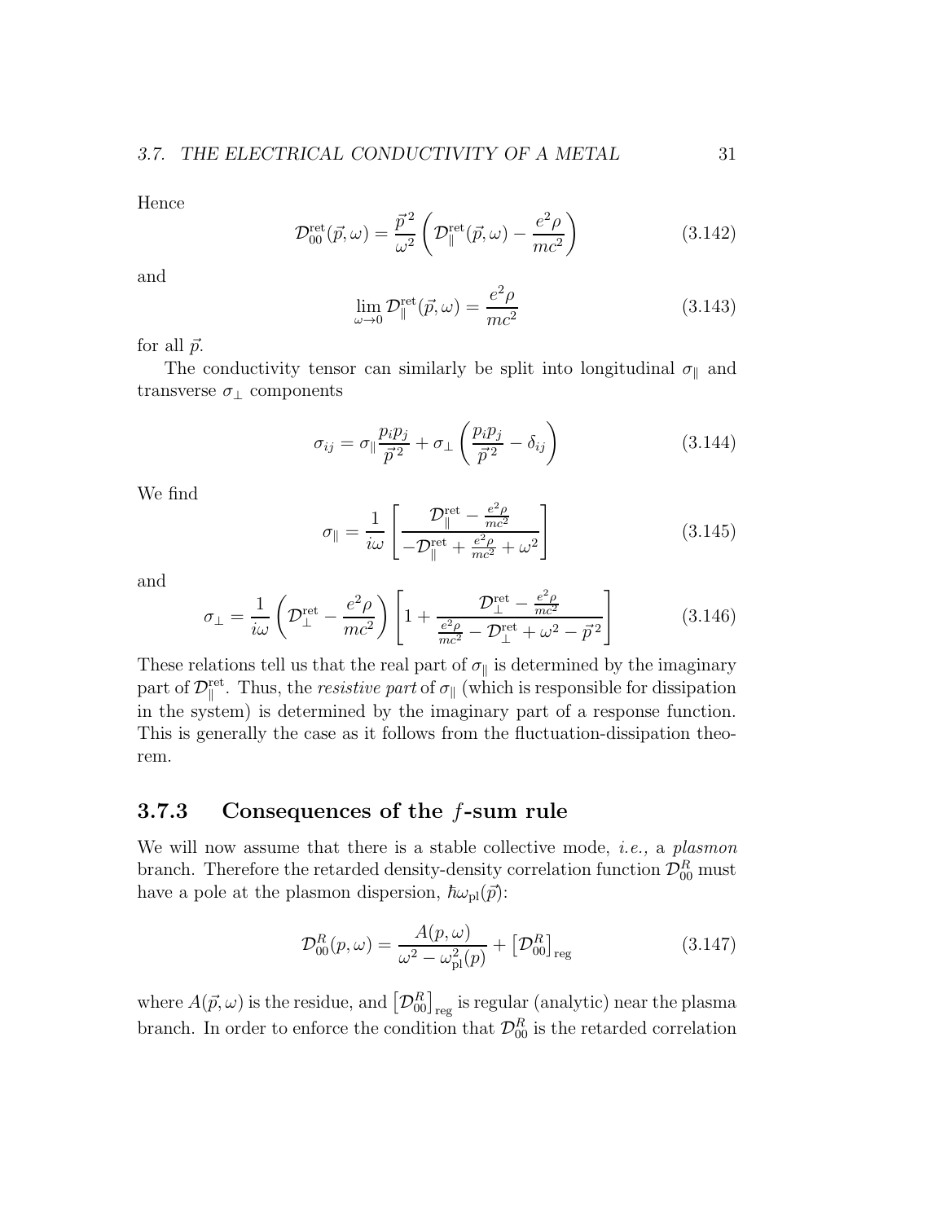Hence

$$\mathcal{D}_{00}^{\rm ret}(\vec{p},\omega) = \frac{\vec{p}^{\,2}}{\omega^2}\left(\mathcal{D}_{\parallel}^{\rm ret}(\vec{p},\omega) - \frac{e^2\rho}{mc^2}\right) \tag{3.142}$$

and

$$\lim_{\omega\to 0}\mathcal{D}_{\parallel}^{\rm ret}(\vec{p},\omega) = \frac{e^2\rho}{mc^2} \tag{3.143}$$

for all $\vec{p}$.

The conductivity tensor can similarly be split into longitudinal $\sigma_{\parallel}$ and transverse $\sigma_{\perp}$ components

$$\sigma_{ij} = \sigma_{\parallel}\frac{p_i p_j}{\vec{p}^{\,2}} + \sigma_{\perp}\left(\frac{p_i p_j}{\vec{p}^{\,2}} - \delta_{ij}\right) \tag{3.144}$$

We find

$$\sigma_{\parallel} = \frac{1}{i\omega}\left[\frac{\mathcal{D}_{\parallel}^{\rm ret} - \frac{e^2\rho}{mc^2}}{-\mathcal{D}_{\parallel}^{\rm ret} + \frac{e^2\rho}{mc^2} + \omega^2}\right] \tag{3.145}$$

and

$$\sigma_{\perp} = \frac{1}{i\omega}\left(\mathcal{D}_{\perp}^{\rm ret} - \frac{e^2\rho}{mc^2}\right)\left[1 + \frac{\mathcal{D}_{\perp}^{\rm ret} - \frac{e^2\rho}{mc^2}}{\frac{e^2\rho}{mc^2} - \mathcal{D}_{\perp}^{\rm ret} + \omega^2 - \vec{p}^{\,2}}\right] \tag{3.146}$$

These relations tell us that the real part of $\sigma_{\parallel}$ is determined by the imaginary part of $\mathcal{D}_{\parallel}^{\rm ret}$. Thus, the *resistive part* of $\sigma_{\parallel}$ (which is responsible for dissipation in the system) is determined by the imaginary part of a response function. This is generally the case as it follows from the fluctuation-dissipation theorem.

### 3.7.3 Consequences of the $f$-sum rule

We will now assume that there is a stable collective mode, *i.e.,* a *plasmon* branch. Therefore the retarded density-density correlation function $\mathcal{D}_{00}^{R}$ must have a pole at the plasmon dispersion, $\hbar\omega_{\rm pl}(\vec{p})$:

$$\mathcal{D}_{00}^{R}(p,\omega) = \frac{A(p,\omega)}{\omega^2 - \omega_{\rm pl}^2(p)} + \left[\mathcal{D}_{00}^{R}\right]_{\rm reg} \tag{3.147}$$

where $A(\vec{p},\omega)$ is the residue, and $\left[\mathcal{D}_{00}^{R}\right]_{\rm reg}$ is regular (analytic) near the plasma branch. In order to enforce the condition that $\mathcal{D}_{00}^{R}$ is the retarded correlation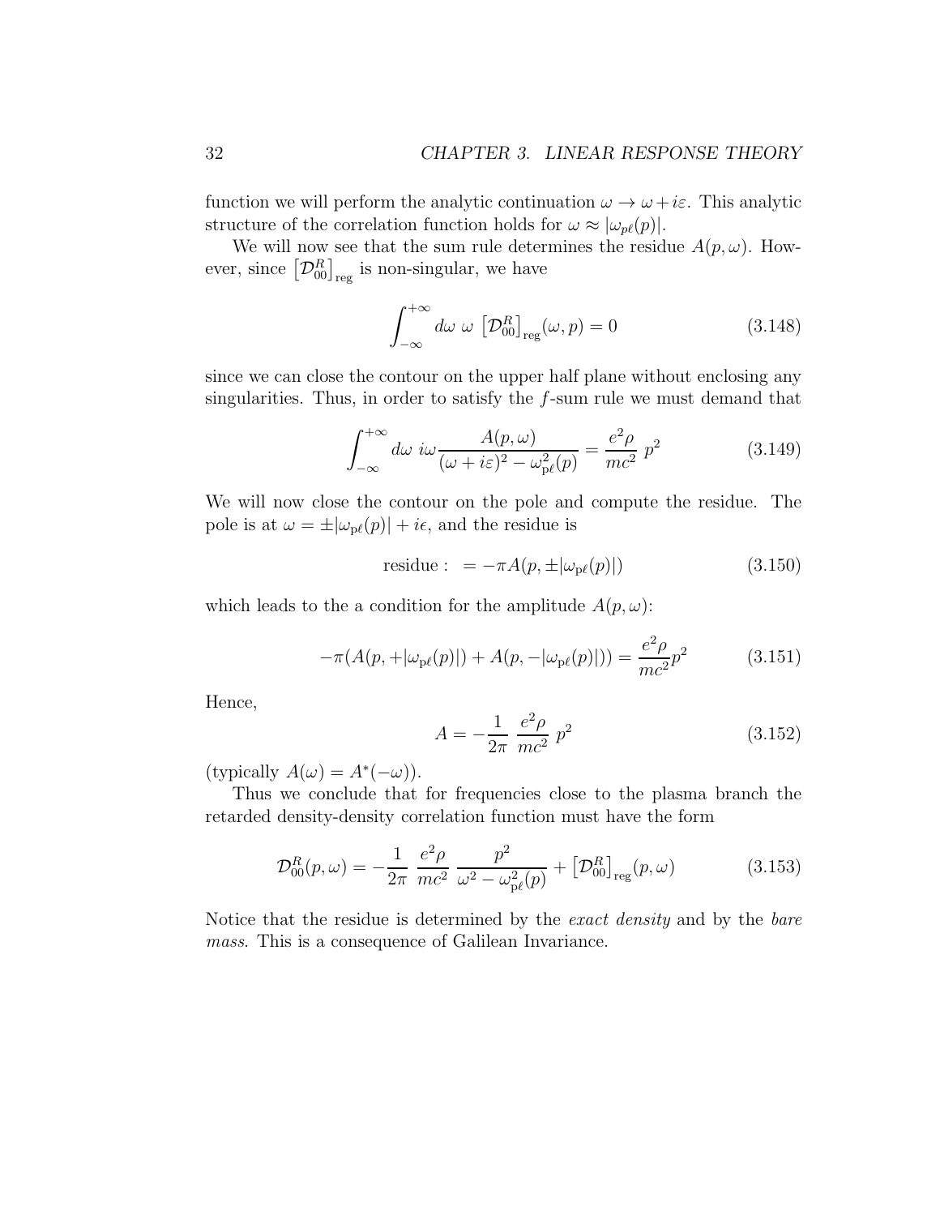function we will perform the analytic continuation $\omega \to \omega + i\varepsilon$. This analytic structure of the correlation function holds for $\omega \approx |\omega_{p\ell}(p)|$.

We will now see that the sum rule determines the residue $A(p, \omega)$. However, since $\left[\mathcal{D}_{00}^R\right]_{\text{reg}}$ is non-singular, we have

$$\int_{-\infty}^{+\infty} d\omega \ \omega \ \left[\mathcal{D}_{00}^R\right]_{\text{reg}}(\omega, p) = 0 \tag{3.148}$$

since we can close the contour on the upper half plane without enclosing any singularities. Thus, in order to satisfy the $f$-sum rule we must demand that

$$\int_{-\infty}^{+\infty} d\omega \ i\omega \frac{A(p,\omega)}{(\omega + i\varepsilon)^2 - \omega_{\text{p}\ell}^2(p)} = \frac{e^2 \rho}{mc^2} \ p^2 \tag{3.149}$$

We will now close the contour on the pole and compute the residue. The pole is at $\omega = \pm|\omega_{\text{p}\ell}(p)| + i\epsilon$, and the residue is

$$\text{residue}: \ = -\pi A(p, \pm|\omega_{\text{p}\ell}(p)|) \tag{3.150}$$

which leads to the a condition for the amplitude $A(p, \omega)$:

$$-\pi(A(p, +|\omega_{\text{p}\ell}(p)|) + A(p, -|\omega_{\text{p}\ell}(p)|)) = \frac{e^2 \rho}{mc^2} p^2 \tag{3.151}$$

Hence,

$$A = -\frac{1}{2\pi} \ \frac{e^2 \rho}{mc^2} \ p^2 \tag{3.152}$$

(typically $A(\omega) = A^*(-\omega)$).

Thus we conclude that for frequencies close to the plasma branch the retarded density-density correlation function must have the form

$$\mathcal{D}_{00}^R(p,\omega) = -\frac{1}{2\pi} \ \frac{e^2 \rho}{mc^2} \ \frac{p^2}{\omega^2 - \omega_{\text{p}\ell}^2(p)} + \left[\mathcal{D}_{00}^R\right]_{\text{reg}}(p,\omega) \tag{3.153}$$

Notice that the residue is determined by the *exact density* and by the *bare mass*. This is a consequence of Galilean Invariance.